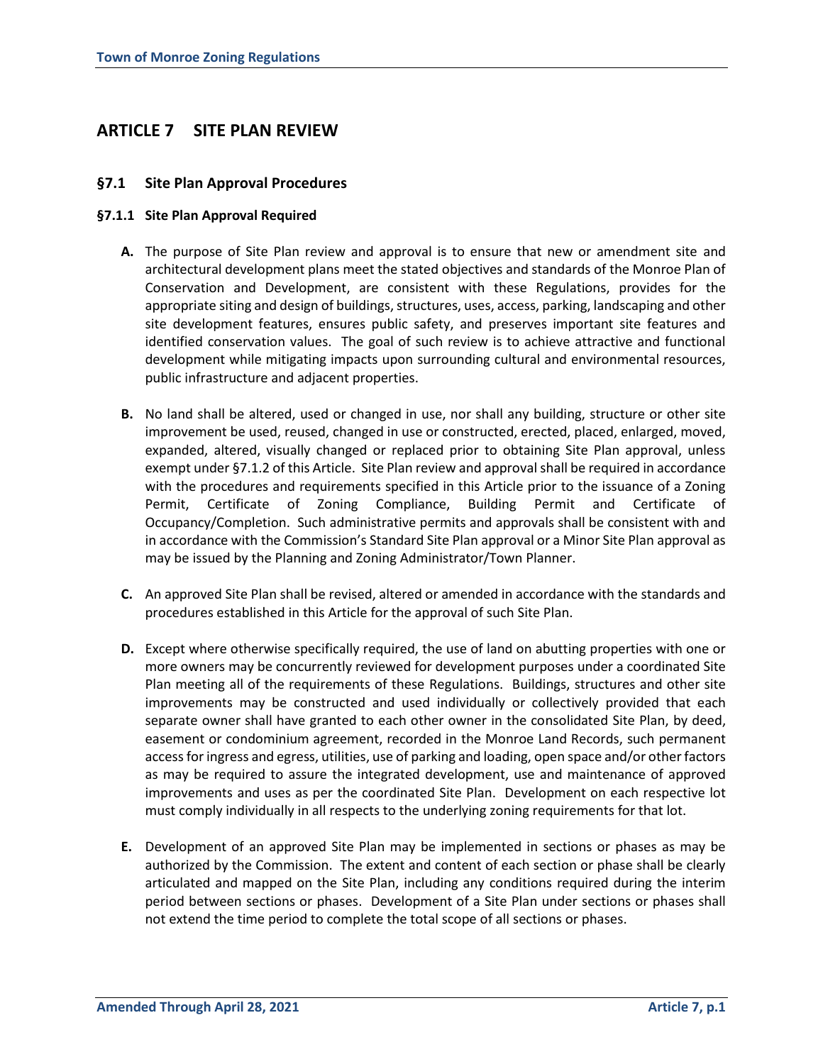# ARTICLE 7 SITE PLAN REVIEW

## §7.1 Site Plan Approval Procedures

### §7.1.1 Site Plan Approval Required

**A.** The purpose of Site Plan review and approval is to ensure that new or amendment site and architectural development plans meet the stated objectives and standards of the Monroe Plan of Conservation and Development, are consistent with these Regulations, provides for the appropriate siting and design of buildings, structures, uses, access, parking, landscaping and other site development features, ensures public safety, and preserves important site features and identified conservation values. The goal of such review is to achieve attractive and functional development while mitigating impacts upon surrounding cultural and environmental resources, public infrastructure and adjacent properties.

**B.** No land shall be altered, used or changed in use, nor shall any building, structure or other site improvement be used, reused, changed in use or constructed, erected, placed, enlarged, moved, expanded, altered, visually changed or replaced prior to obtaining Site Plan approval, unless exempt under §7.1.2 of this Article. Site Plan review and approval shall be required in accordance with the procedures and requirements specified in this Article prior to the issuance of a Zoning Permit, Certificate of Zoning Compliance, Building Permit and Certificate of Occupancy/Completion. Such administrative permits and approvals shall be consistent with and in accordance with the Commission's Standard Site Plan approval or a Minor Site Plan approval as may be issued by the Planning and Zoning Administrator/Town Planner.

**C.** An approved Site Plan shall be revised, altered or amended in accordance with the standards and procedures established in this Article for the approval of such Site Plan.

**D.** Except where otherwise specifically required, the use of land on abutting properties with one or more owners may be concurrently reviewed for development purposes under a coordinated Site Plan meeting all of the requirements of these Regulations. Buildings, structures and other site improvements may be constructed and used individually or collectively provided that each separate owner shall have granted to each other owner in the consolidated Site Plan, by deed, easement or condominium agreement, recorded in the Monroe Land Records, such permanent access for ingress and egress, utilities, use of parking and loading, open space and/or other factors as may be required to assure the integrated development, use and maintenance of approved improvements and uses as per the coordinated Site Plan. Development on each respective lot must comply individually in all respects to the underlying zoning requirements for that lot.

**E.** Development of an approved Site Plan may be implemented in sections or phases as may be authorized by the Commission. The extent and content of each section or phase shall be clearly articulated and mapped on the Site Plan, including any conditions required during the interim period between sections or phases. Development of a Site Plan under sections or phases shall not extend the time period to complete the total scope of all sections or phases.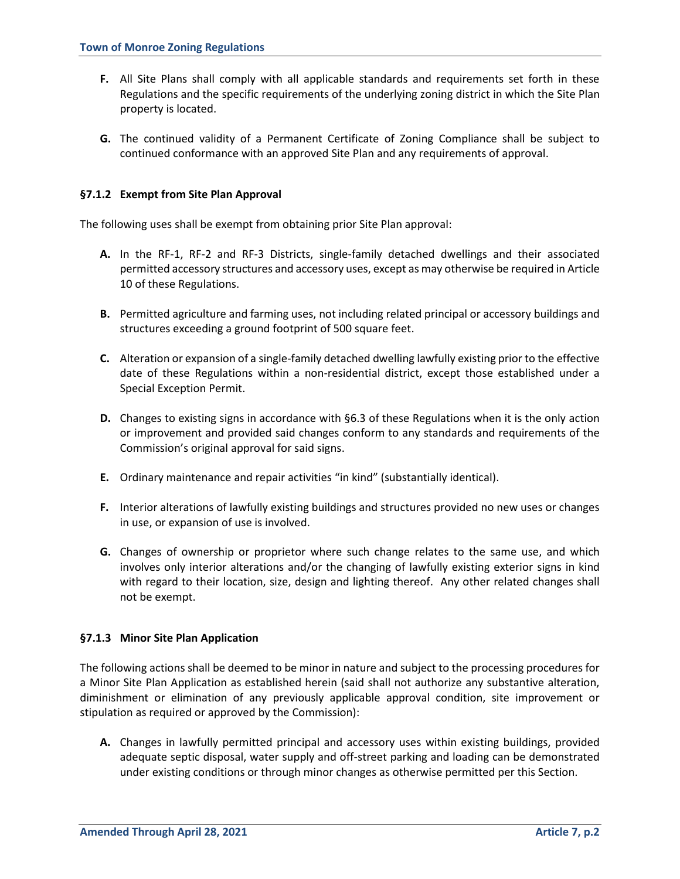**F.** All Site Plans shall comply with all applicable standards and requirements set forth in these Regulations and the specific requirements of the underlying zoning district in which the Site Plan property is located.

**G.** The continued validity of a Permanent Certificate of Zoning Compliance shall be subject to continued conformance with an approved Site Plan and any requirements of approval.

### §7.1.2 Exempt from Site Plan Approval

The following uses shall be exempt from obtaining prior Site Plan approval:

**A.** In the RF-1, RF-2 and RF-3 Districts, single-family detached dwellings and their associated permitted accessory structures and accessory uses, except as may otherwise be required in Article 10 of these Regulations.

**B.** Permitted agriculture and farming uses, not including related principal or accessory buildings and structures exceeding a ground footprint of 500 square feet.

**C.** Alteration or expansion of a single-family detached dwelling lawfully existing prior to the effective date of these Regulations within a non-residential district, except those established under a Special Exception Permit.

**D.** Changes to existing signs in accordance with §6.3 of these Regulations when it is the only action or improvement and provided said changes conform to any standards and requirements of the Commission's original approval for said signs.

**E.** Ordinary maintenance and repair activities "in kind" (substantially identical).

**F.** Interior alterations of lawfully existing buildings and structures provided no new uses or changes in use, or expansion of use is involved.

**G.** Changes of ownership or proprietor where such change relates to the same use, and which involves only interior alterations and/or the changing of lawfully existing exterior signs in kind with regard to their location, size, design and lighting thereof. Any other related changes shall not be exempt.

### §7.1.3 Minor Site Plan Application

The following actions shall be deemed to be minor in nature and subject to the processing procedures for a Minor Site Plan Application as established herein (said shall not authorize any substantive alteration, diminishment or elimination of any previously applicable approval condition, site improvement or stipulation as required or approved by the Commission):

**A.** Changes in lawfully permitted principal and accessory uses within existing buildings, provided adequate septic disposal, water supply and off-street parking and loading can be demonstrated under existing conditions or through minor changes as otherwise permitted per this Section.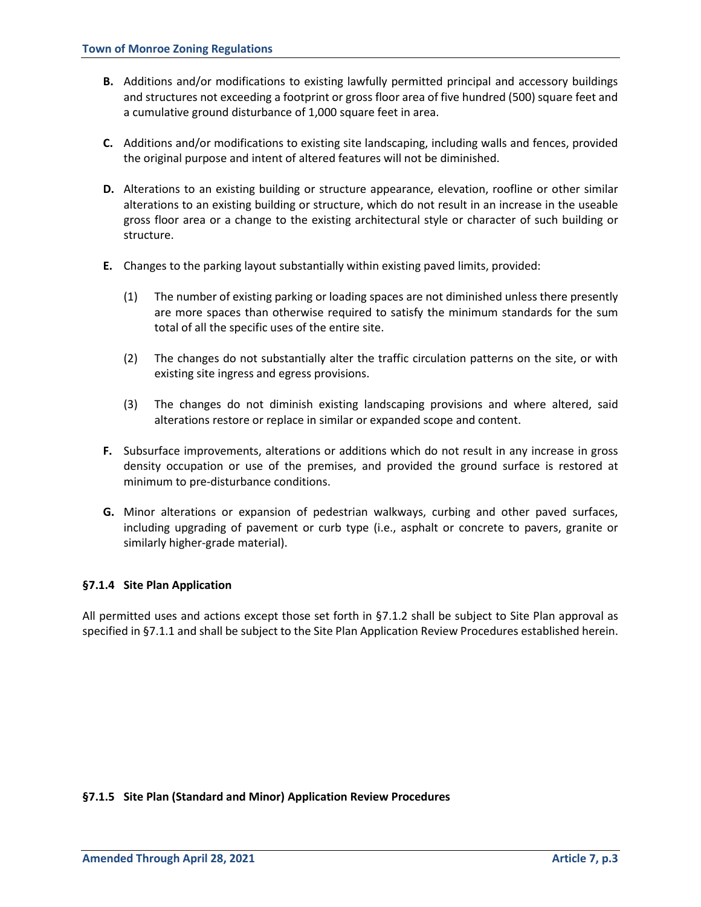**B.** Additions and/or modifications to existing lawfully permitted principal and accessory buildings and structures not exceeding a footprint or gross floor area of five hundred (500) square feet and a cumulative ground disturbance of 1,000 square feet in area.

**C.** Additions and/or modifications to existing site landscaping, including walls and fences, provided the original purpose and intent of altered features will not be diminished.

**D.** Alterations to an existing building or structure appearance, elevation, roofline or other similar alterations to an existing building or structure, which do not result in an increase in the useable gross floor area or a change to the existing architectural style or character of such building or structure.

**E.** Changes to the parking layout substantially within existing paved limits, provided:

(1) The number of existing parking or loading spaces are not diminished unless there presently are more spaces than otherwise required to satisfy the minimum standards for the sum total of all the specific uses of the entire site.

(2) The changes do not substantially alter the traffic circulation patterns on the site, or with existing site ingress and egress provisions.

(3) The changes do not diminish existing landscaping provisions and where altered, said alterations restore or replace in similar or expanded scope and content.

**F.** Subsurface improvements, alterations or additions which do not result in any increase in gross density occupation or use of the premises, and provided the ground surface is restored at minimum to pre-disturbance conditions.

**G.** Minor alterations or expansion of pedestrian walkways, curbing and other paved surfaces, including upgrading of pavement or curb type (i.e., asphalt or concrete to pavers, granite or similarly higher-grade material).

### §7.1.4 Site Plan Application

All permitted uses and actions except those set forth in §7.1.2 shall be subject to Site Plan approval as specified in §7.1.1 and shall be subject to the Site Plan Application Review Procedures established herein.

### §7.1.5 Site Plan (Standard and Minor) Application Review Procedures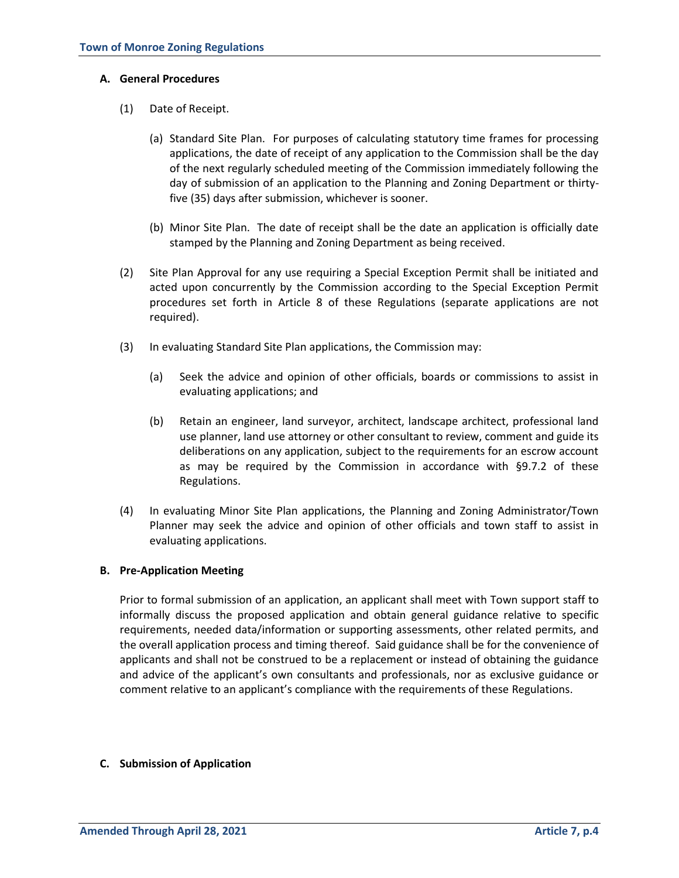**A. General Procedures**

(1) Date of Receipt.

(a) Standard Site Plan. For purposes of calculating statutory time frames for processing applications, the date of receipt of any application to the Commission shall be the day of the next regularly scheduled meeting of the Commission immediately following the day of submission of an application to the Planning and Zoning Department or thirty-five (35) days after submission, whichever is sooner.

(b) Minor Site Plan. The date of receipt shall be the date an application is officially date stamped by the Planning and Zoning Department as being received.

(2) Site Plan Approval for any use requiring a Special Exception Permit shall be initiated and acted upon concurrently by the Commission according to the Special Exception Permit procedures set forth in Article 8 of these Regulations (separate applications are not required).

(3) In evaluating Standard Site Plan applications, the Commission may:

(a) Seek the advice and opinion of other officials, boards or commissions to assist in evaluating applications; and

(b) Retain an engineer, land surveyor, architect, landscape architect, professional land use planner, land use attorney or other consultant to review, comment and guide its deliberations on any application, subject to the requirements for an escrow account as may be required by the Commission in accordance with §9.7.2 of these Regulations.

(4) In evaluating Minor Site Plan applications, the Planning and Zoning Administrator/Town Planner may seek the advice and opinion of other officials and town staff to assist in evaluating applications.

**B. Pre-Application Meeting**

Prior to formal submission of an application, an applicant shall meet with Town support staff to informally discuss the proposed application and obtain general guidance relative to specific requirements, needed data/information or supporting assessments, other related permits, and the overall application process and timing thereof. Said guidance shall be for the convenience of applicants and shall not be construed to be a replacement or instead of obtaining the guidance and advice of the applicant's own consultants and professionals, nor as exclusive guidance or comment relative to an applicant's compliance with the requirements of these Regulations.

**C. Submission of Application**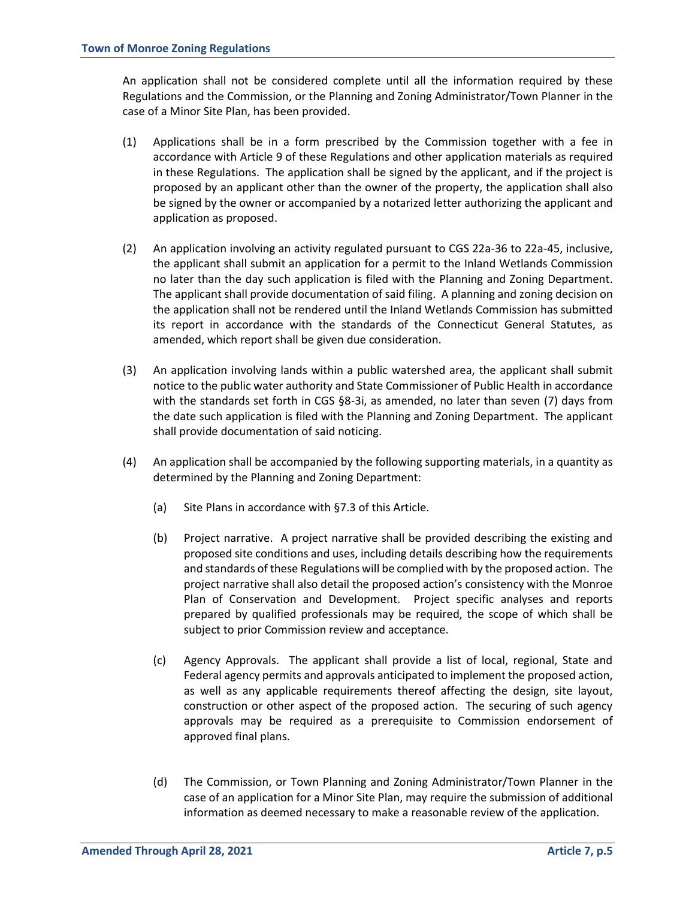An application shall not be considered complete until all the information required by these Regulations and the Commission, or the Planning and Zoning Administrator/Town Planner in the case of a Minor Site Plan, has been provided.

(1) Applications shall be in a form prescribed by the Commission together with a fee in accordance with Article 9 of these Regulations and other application materials as required in these Regulations. The application shall be signed by the applicant, and if the project is proposed by an applicant other than the owner of the property, the application shall also be signed by the owner or accompanied by a notarized letter authorizing the applicant and application as proposed.

(2) An application involving an activity regulated pursuant to CGS 22a-36 to 22a-45, inclusive, the applicant shall submit an application for a permit to the Inland Wetlands Commission no later than the day such application is filed with the Planning and Zoning Department. The applicant shall provide documentation of said filing. A planning and zoning decision on the application shall not be rendered until the Inland Wetlands Commission has submitted its report in accordance with the standards of the Connecticut General Statutes, as amended, which report shall be given due consideration.

(3) An application involving lands within a public watershed area, the applicant shall submit notice to the public water authority and State Commissioner of Public Health in accordance with the standards set forth in CGS §8-3i, as amended, no later than seven (7) days from the date such application is filed with the Planning and Zoning Department. The applicant shall provide documentation of said noticing.

(4) An application shall be accompanied by the following supporting materials, in a quantity as determined by the Planning and Zoning Department:

   (a) Site Plans in accordance with §7.3 of this Article.

   (b) Project narrative. A project narrative shall be provided describing the existing and proposed site conditions and uses, including details describing how the requirements and standards of these Regulations will be complied with by the proposed action. The project narrative shall also detail the proposed action's consistency with the Monroe Plan of Conservation and Development. Project specific analyses and reports prepared by qualified professionals may be required, the scope of which shall be subject to prior Commission review and acceptance.

   (c) Agency Approvals. The applicant shall provide a list of local, regional, State and Federal agency permits and approvals anticipated to implement the proposed action, as well as any applicable requirements thereof affecting the design, site layout, construction or other aspect of the proposed action. The securing of such agency approvals may be required as a prerequisite to Commission endorsement of approved final plans.

   (d) The Commission, or Town Planning and Zoning Administrator/Town Planner in the case of an application for a Minor Site Plan, may require the submission of additional information as deemed necessary to make a reasonable review of the application.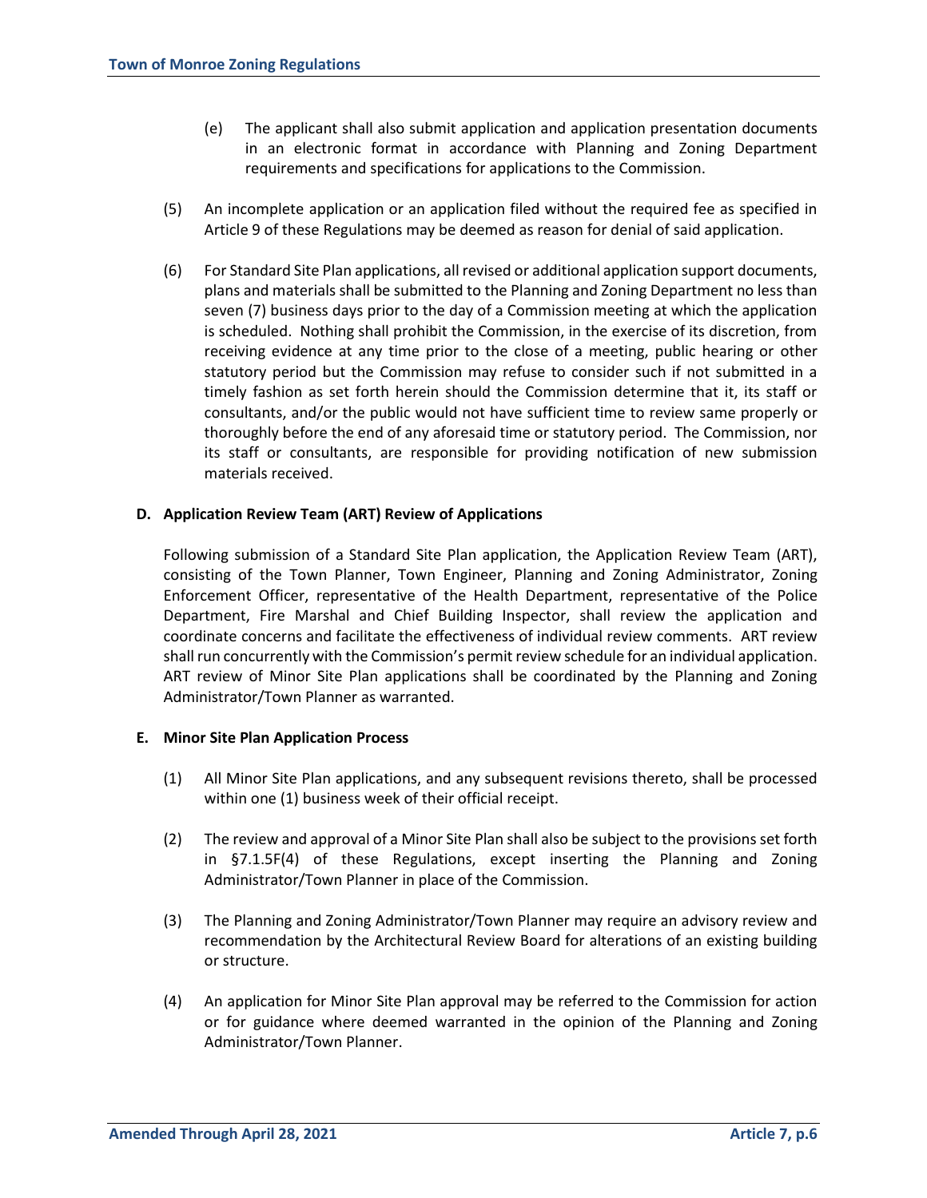(e) The applicant shall also submit application and application presentation documents in an electronic format in accordance with Planning and Zoning Department requirements and specifications for applications to the Commission.

(5) An incomplete application or an application filed without the required fee as specified in Article 9 of these Regulations may be deemed as reason for denial of said application.

(6) For Standard Site Plan applications, all revised or additional application support documents, plans and materials shall be submitted to the Planning and Zoning Department no less than seven (7) business days prior to the day of a Commission meeting at which the application is scheduled. Nothing shall prohibit the Commission, in the exercise of its discretion, from receiving evidence at any time prior to the close of a meeting, public hearing or other statutory period but the Commission may refuse to consider such if not submitted in a timely fashion as set forth herein should the Commission determine that it, its staff or consultants, and/or the public would not have sufficient time to review same properly or thoroughly before the end of any aforesaid time or statutory period. The Commission, nor its staff or consultants, are responsible for providing notification of new submission materials received.

**D. Application Review Team (ART) Review of Applications**

Following submission of a Standard Site Plan application, the Application Review Team (ART), consisting of the Town Planner, Town Engineer, Planning and Zoning Administrator, Zoning Enforcement Officer, representative of the Health Department, representative of the Police Department, Fire Marshal and Chief Building Inspector, shall review the application and coordinate concerns and facilitate the effectiveness of individual review comments. ART review shall run concurrently with the Commission's permit review schedule for an individual application. ART review of Minor Site Plan applications shall be coordinated by the Planning and Zoning Administrator/Town Planner as warranted.

**E. Minor Site Plan Application Process**

(1) All Minor Site Plan applications, and any subsequent revisions thereto, shall be processed within one (1) business week of their official receipt.

(2) The review and approval of a Minor Site Plan shall also be subject to the provisions set forth in §7.1.5F(4) of these Regulations, except inserting the Planning and Zoning Administrator/Town Planner in place of the Commission.

(3) The Planning and Zoning Administrator/Town Planner may require an advisory review and recommendation by the Architectural Review Board for alterations of an existing building or structure.

(4) An application for Minor Site Plan approval may be referred to the Commission for action or for guidance where deemed warranted in the opinion of the Planning and Zoning Administrator/Town Planner.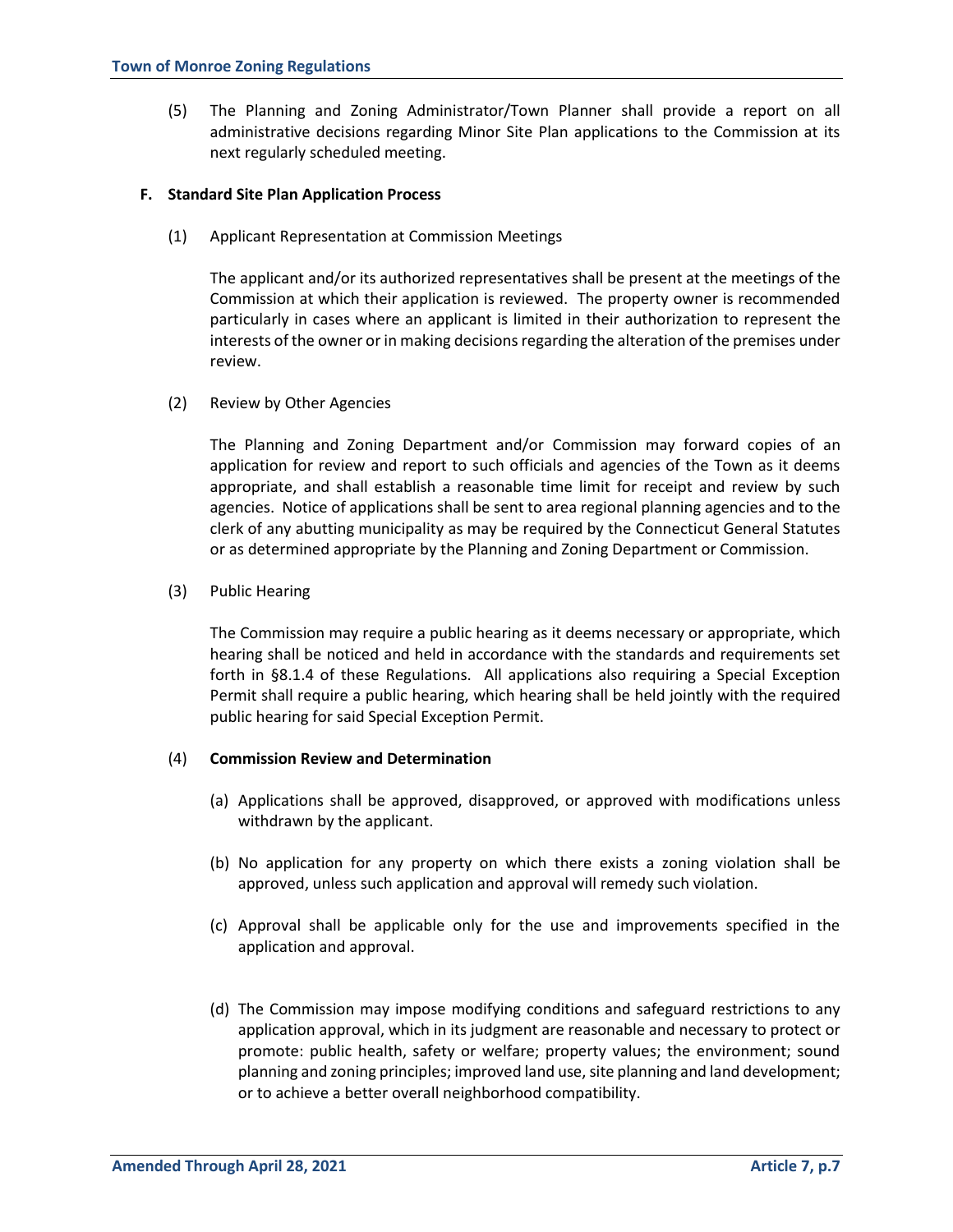(5) The Planning and Zoning Administrator/Town Planner shall provide a report on all administrative decisions regarding Minor Site Plan applications to the Commission at its next regularly scheduled meeting.

**F. Standard Site Plan Application Process**

(1) Applicant Representation at Commission Meetings

The applicant and/or its authorized representatives shall be present at the meetings of the Commission at which their application is reviewed. The property owner is recommended particularly in cases where an applicant is limited in their authorization to represent the interests of the owner or in making decisions regarding the alteration of the premises under review.

(2) Review by Other Agencies

The Planning and Zoning Department and/or Commission may forward copies of an application for review and report to such officials and agencies of the Town as it deems appropriate, and shall establish a reasonable time limit for receipt and review by such agencies. Notice of applications shall be sent to area regional planning agencies and to the clerk of any abutting municipality as may be required by the Connecticut General Statutes or as determined appropriate by the Planning and Zoning Department or Commission.

(3) Public Hearing

The Commission may require a public hearing as it deems necessary or appropriate, which hearing shall be noticed and held in accordance with the standards and requirements set forth in §8.1.4 of these Regulations. All applications also requiring a Special Exception Permit shall require a public hearing, which hearing shall be held jointly with the required public hearing for said Special Exception Permit.

(4) **Commission Review and Determination**

(a) Applications shall be approved, disapproved, or approved with modifications unless withdrawn by the applicant.

(b) No application for any property on which there exists a zoning violation shall be approved, unless such application and approval will remedy such violation.

(c) Approval shall be applicable only for the use and improvements specified in the application and approval.

(d) The Commission may impose modifying conditions and safeguard restrictions to any application approval, which in its judgment are reasonable and necessary to protect or promote: public health, safety or welfare; property values; the environment; sound planning and zoning principles; improved land use, site planning and land development; or to achieve a better overall neighborhood compatibility.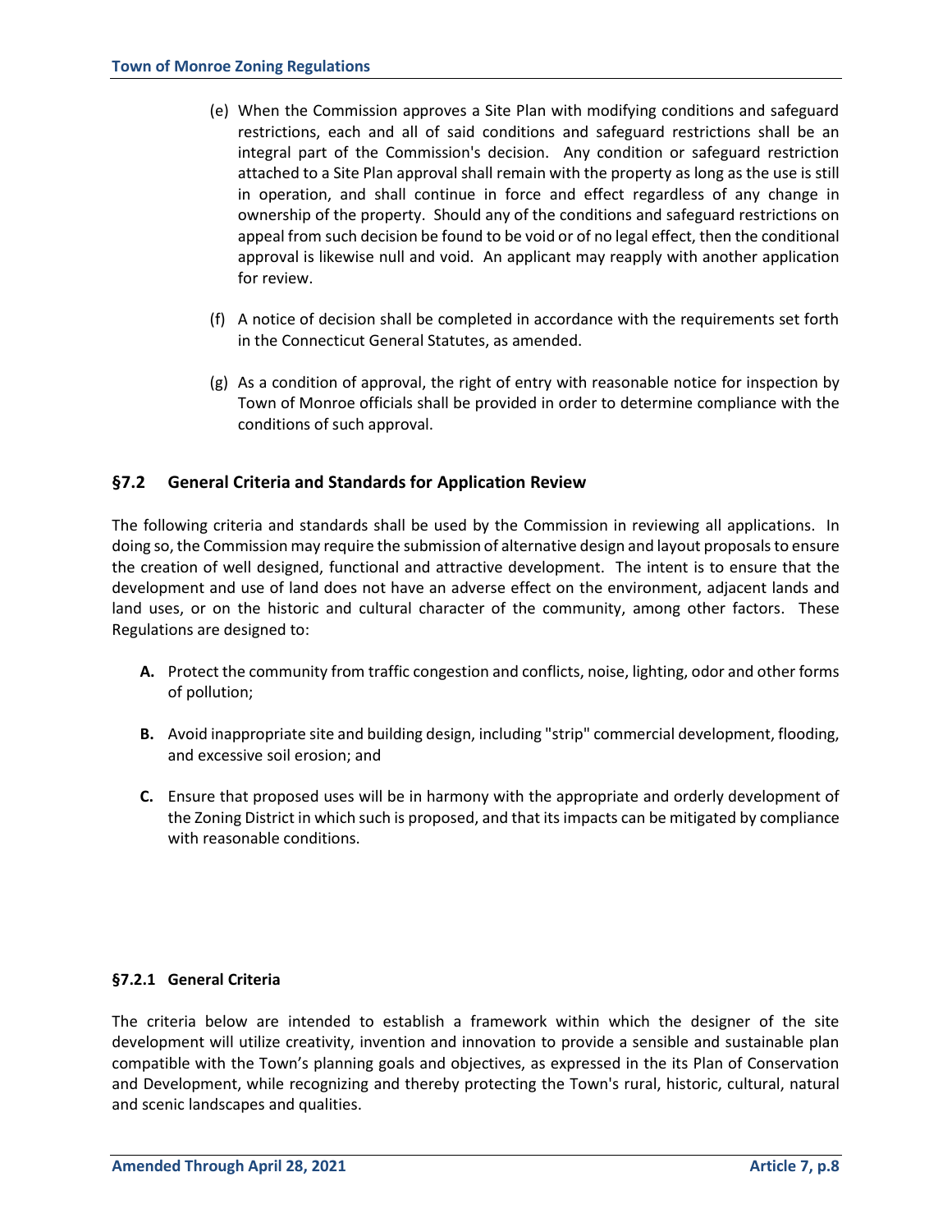(e) When the Commission approves a Site Plan with modifying conditions and safeguard restrictions, each and all of said conditions and safeguard restrictions shall be an integral part of the Commission's decision. Any condition or safeguard restriction attached to a Site Plan approval shall remain with the property as long as the use is still in operation, and shall continue in force and effect regardless of any change in ownership of the property. Should any of the conditions and safeguard restrictions on appeal from such decision be found to be void or of no legal effect, then the conditional approval is likewise null and void. An applicant may reapply with another application for review.

(f) A notice of decision shall be completed in accordance with the requirements set forth in the Connecticut General Statutes, as amended.

(g) As a condition of approval, the right of entry with reasonable notice for inspection by Town of Monroe officials shall be provided in order to determine compliance with the conditions of such approval.

## §7.2 General Criteria and Standards for Application Review

The following criteria and standards shall be used by the Commission in reviewing all applications. In doing so, the Commission may require the submission of alternative design and layout proposals to ensure the creation of well designed, functional and attractive development. The intent is to ensure that the development and use of land does not have an adverse effect on the environment, adjacent lands and land uses, or on the historic and cultural character of the community, among other factors. These Regulations are designed to:

**A.** Protect the community from traffic congestion and conflicts, noise, lighting, odor and other forms of pollution;

**B.** Avoid inappropriate site and building design, including "strip" commercial development, flooding, and excessive soil erosion; and

**C.** Ensure that proposed uses will be in harmony with the appropriate and orderly development of the Zoning District in which such is proposed, and that its impacts can be mitigated by compliance with reasonable conditions.

### §7.2.1 General Criteria

The criteria below are intended to establish a framework within which the designer of the site development will utilize creativity, invention and innovation to provide a sensible and sustainable plan compatible with the Town's planning goals and objectives, as expressed in the its Plan of Conservation and Development, while recognizing and thereby protecting the Town's rural, historic, cultural, natural and scenic landscapes and qualities.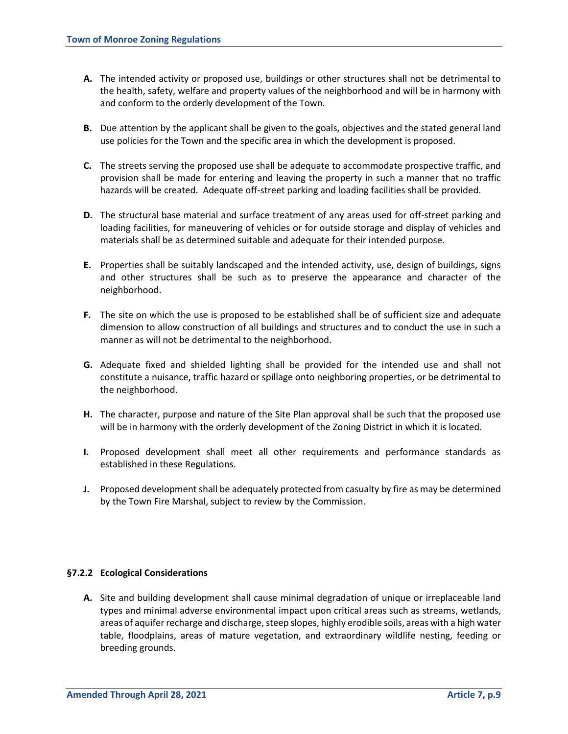**A.** The intended activity or proposed use, buildings or other structures shall not be detrimental to the health, safety, welfare and property values of the neighborhood and will be in harmony with and conform to the orderly development of the Town.

**B.** Due attention by the applicant shall be given to the goals, objectives and the stated general land use policies for the Town and the specific area in which the development is proposed.

**C.** The streets serving the proposed use shall be adequate to accommodate prospective traffic, and provision shall be made for entering and leaving the property in such a manner that no traffic hazards will be created. Adequate off-street parking and loading facilities shall be provided.

**D.** The structural base material and surface treatment of any areas used for off-street parking and loading facilities, for maneuvering of vehicles or for outside storage and display of vehicles and materials shall be as determined suitable and adequate for their intended purpose.

**E.** Properties shall be suitably landscaped and the intended activity, use, design of buildings, signs and other structures shall be such as to preserve the appearance and character of the neighborhood.

**F.** The site on which the use is proposed to be established shall be of sufficient size and adequate dimension to allow construction of all buildings and structures and to conduct the use in such a manner as will not be detrimental to the neighborhood.

**G.** Adequate fixed and shielded lighting shall be provided for the intended use and shall not constitute a nuisance, traffic hazard or spillage onto neighboring properties, or be detrimental to the neighborhood.

**H.** The character, purpose and nature of the Site Plan approval shall be such that the proposed use will be in harmony with the orderly development of the Zoning District in which it is located.

**I.** Proposed development shall meet all other requirements and performance standards as established in these Regulations.

**J.** Proposed development shall be adequately protected from casualty by fire as may be determined by the Town Fire Marshal, subject to review by the Commission.

### §7.2.2 Ecological Considerations

**A.** Site and building development shall cause minimal degradation of unique or irreplaceable land types and minimal adverse environmental impact upon critical areas such as streams, wetlands, areas of aquifer recharge and discharge, steep slopes, highly erodible soils, areas with a high water table, floodplains, areas of mature vegetation, and extraordinary wildlife nesting, feeding or breeding grounds.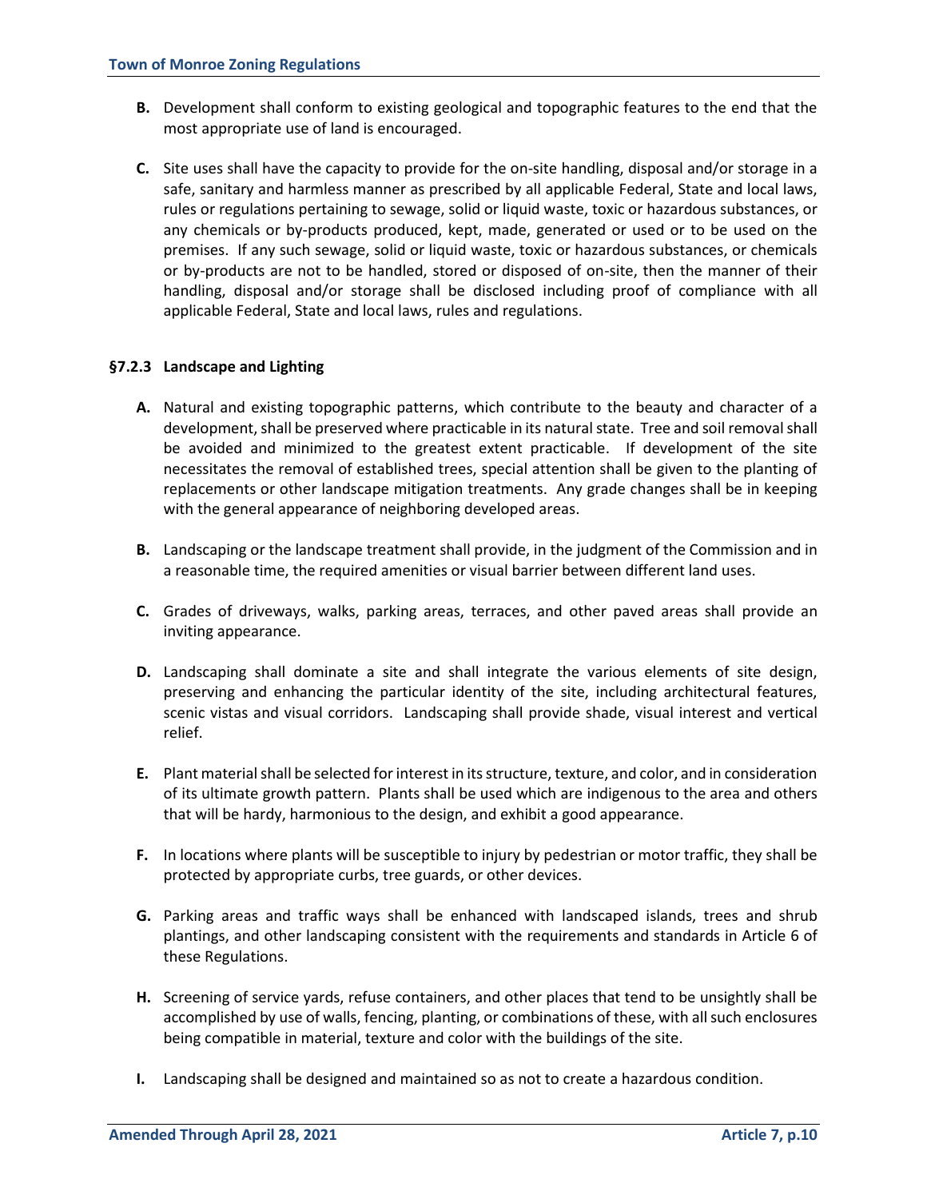**B.** Development shall conform to existing geological and topographic features to the end that the most appropriate use of land is encouraged.

**C.** Site uses shall have the capacity to provide for the on-site handling, disposal and/or storage in a safe, sanitary and harmless manner as prescribed by all applicable Federal, State and local laws, rules or regulations pertaining to sewage, solid or liquid waste, toxic or hazardous substances, or any chemicals or by-products produced, kept, made, generated or used or to be used on the premises. If any such sewage, solid or liquid waste, toxic or hazardous substances, or chemicals or by-products are not to be handled, stored or disposed of on-site, then the manner of their handling, disposal and/or storage shall be disclosed including proof of compliance with all applicable Federal, State and local laws, rules and regulations.

### §7.2.3 Landscape and Lighting

**A.** Natural and existing topographic patterns, which contribute to the beauty and character of a development, shall be preserved where practicable in its natural state. Tree and soil removal shall be avoided and minimized to the greatest extent practicable. If development of the site necessitates the removal of established trees, special attention shall be given to the planting of replacements or other landscape mitigation treatments. Any grade changes shall be in keeping with the general appearance of neighboring developed areas.

**B.** Landscaping or the landscape treatment shall provide, in the judgment of the Commission and in a reasonable time, the required amenities or visual barrier between different land uses.

**C.** Grades of driveways, walks, parking areas, terraces, and other paved areas shall provide an inviting appearance.

**D.** Landscaping shall dominate a site and shall integrate the various elements of site design, preserving and enhancing the particular identity of the site, including architectural features, scenic vistas and visual corridors. Landscaping shall provide shade, visual interest and vertical relief.

**E.** Plant material shall be selected for interest in its structure, texture, and color, and in consideration of its ultimate growth pattern. Plants shall be used which are indigenous to the area and others that will be hardy, harmonious to the design, and exhibit a good appearance.

**F.** In locations where plants will be susceptible to injury by pedestrian or motor traffic, they shall be protected by appropriate curbs, tree guards, or other devices.

**G.** Parking areas and traffic ways shall be enhanced with landscaped islands, trees and shrub plantings, and other landscaping consistent with the requirements and standards in Article 6 of these Regulations.

**H.** Screening of service yards, refuse containers, and other places that tend to be unsightly shall be accomplished by use of walls, fencing, planting, or combinations of these, with all such enclosures being compatible in material, texture and color with the buildings of the site.

**I.** Landscaping shall be designed and maintained so as not to create a hazardous condition.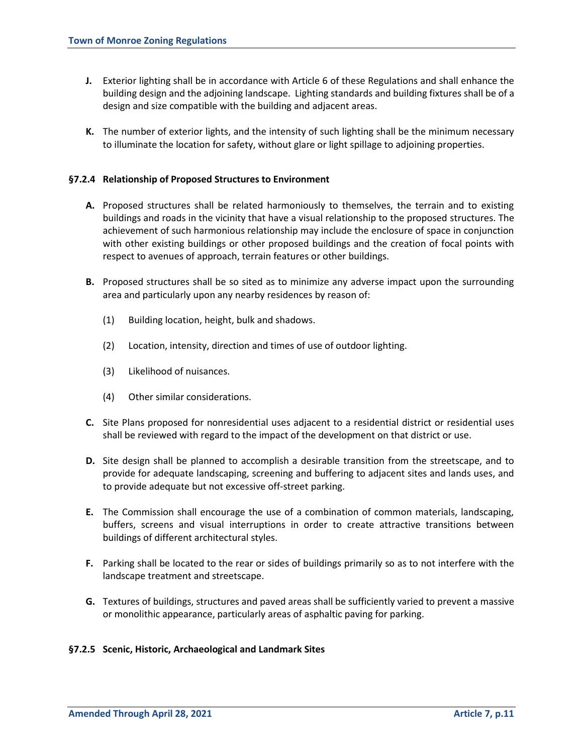**J.** Exterior lighting shall be in accordance with Article 6 of these Regulations and shall enhance the building design and the adjoining landscape. Lighting standards and building fixtures shall be of a design and size compatible with the building and adjacent areas.

**K.** The number of exterior lights, and the intensity of such lighting shall be the minimum necessary to illuminate the location for safety, without glare or light spillage to adjoining properties.

### §7.2.4 Relationship of Proposed Structures to Environment

**A.** Proposed structures shall be related harmoniously to themselves, the terrain and to existing buildings and roads in the vicinity that have a visual relationship to the proposed structures. The achievement of such harmonious relationship may include the enclosure of space in conjunction with other existing buildings or other proposed buildings and the creation of focal points with respect to avenues of approach, terrain features or other buildings.

**B.** Proposed structures shall be so sited as to minimize any adverse impact upon the surrounding area and particularly upon any nearby residences by reason of:

(1) Building location, height, bulk and shadows.

(2) Location, intensity, direction and times of use of outdoor lighting.

(3) Likelihood of nuisances.

(4) Other similar considerations.

**C.** Site Plans proposed for nonresidential uses adjacent to a residential district or residential uses shall be reviewed with regard to the impact of the development on that district or use.

**D.** Site design shall be planned to accomplish a desirable transition from the streetscape, and to provide for adequate landscaping, screening and buffering to adjacent sites and lands uses, and to provide adequate but not excessive off-street parking.

**E.** The Commission shall encourage the use of a combination of common materials, landscaping, buffers, screens and visual interruptions in order to create attractive transitions between buildings of different architectural styles.

**F.** Parking shall be located to the rear or sides of buildings primarily so as to not interfere with the landscape treatment and streetscape.

**G.** Textures of buildings, structures and paved areas shall be sufficiently varied to prevent a massive or monolithic appearance, particularly areas of asphaltic paving for parking.

### §7.2.5 Scenic, Historic, Archaeological and Landmark Sites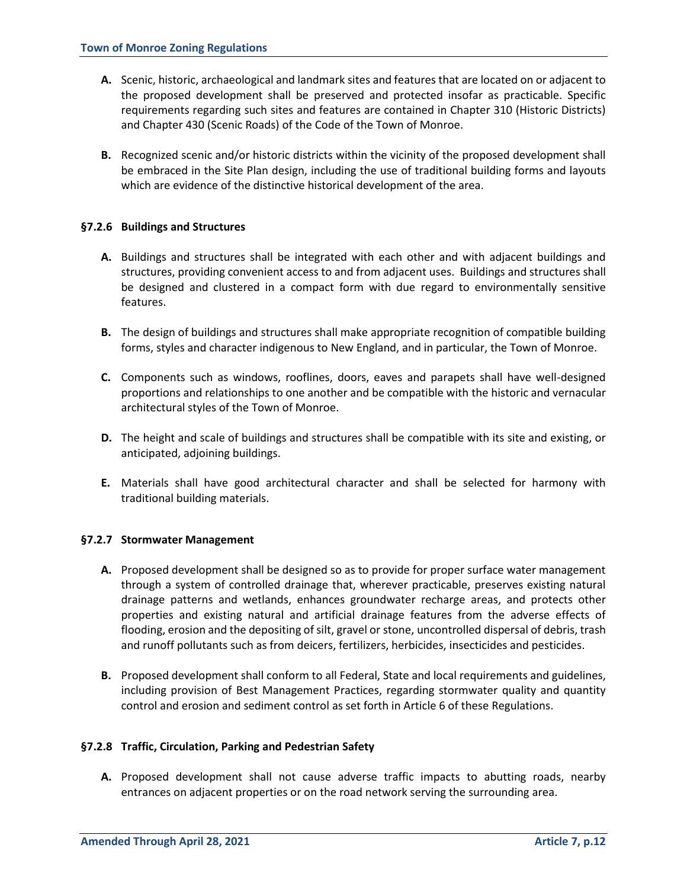**A.** Scenic, historic, archaeological and landmark sites and features that are located on or adjacent to the proposed development shall be preserved and protected insofar as practicable. Specific requirements regarding such sites and features are contained in Chapter 310 (Historic Districts) and Chapter 430 (Scenic Roads) of the Code of the Town of Monroe.

**B.** Recognized scenic and/or historic districts within the vicinity of the proposed development shall be embraced in the Site Plan design, including the use of traditional building forms and layouts which are evidence of the distinctive historical development of the area.

### §7.2.6 Buildings and Structures

**A.** Buildings and structures shall be integrated with each other and with adjacent buildings and structures, providing convenient access to and from adjacent uses. Buildings and structures shall be designed and clustered in a compact form with due regard to environmentally sensitive features.

**B.** The design of buildings and structures shall make appropriate recognition of compatible building forms, styles and character indigenous to New England, and in particular, the Town of Monroe.

**C.** Components such as windows, rooflines, doors, eaves and parapets shall have well-designed proportions and relationships to one another and be compatible with the historic and vernacular architectural styles of the Town of Monroe.

**D.** The height and scale of buildings and structures shall be compatible with its site and existing, or anticipated, adjoining buildings.

**E.** Materials shall have good architectural character and shall be selected for harmony with traditional building materials.

### §7.2.7 Stormwater Management

**A.** Proposed development shall be designed so as to provide for proper surface water management through a system of controlled drainage that, wherever practicable, preserves existing natural drainage patterns and wetlands, enhances groundwater recharge areas, and protects other properties and existing natural and artificial drainage features from the adverse effects of flooding, erosion and the depositing of silt, gravel or stone, uncontrolled dispersal of debris, trash and runoff pollutants such as from deicers, fertilizers, herbicides, insecticides and pesticides.

**B.** Proposed development shall conform to all Federal, State and local requirements and guidelines, including provision of Best Management Practices, regarding stormwater quality and quantity control and erosion and sediment control as set forth in Article 6 of these Regulations.

### §7.2.8 Traffic, Circulation, Parking and Pedestrian Safety

**A.** Proposed development shall not cause adverse traffic impacts to abutting roads, nearby entrances on adjacent properties or on the road network serving the surrounding area.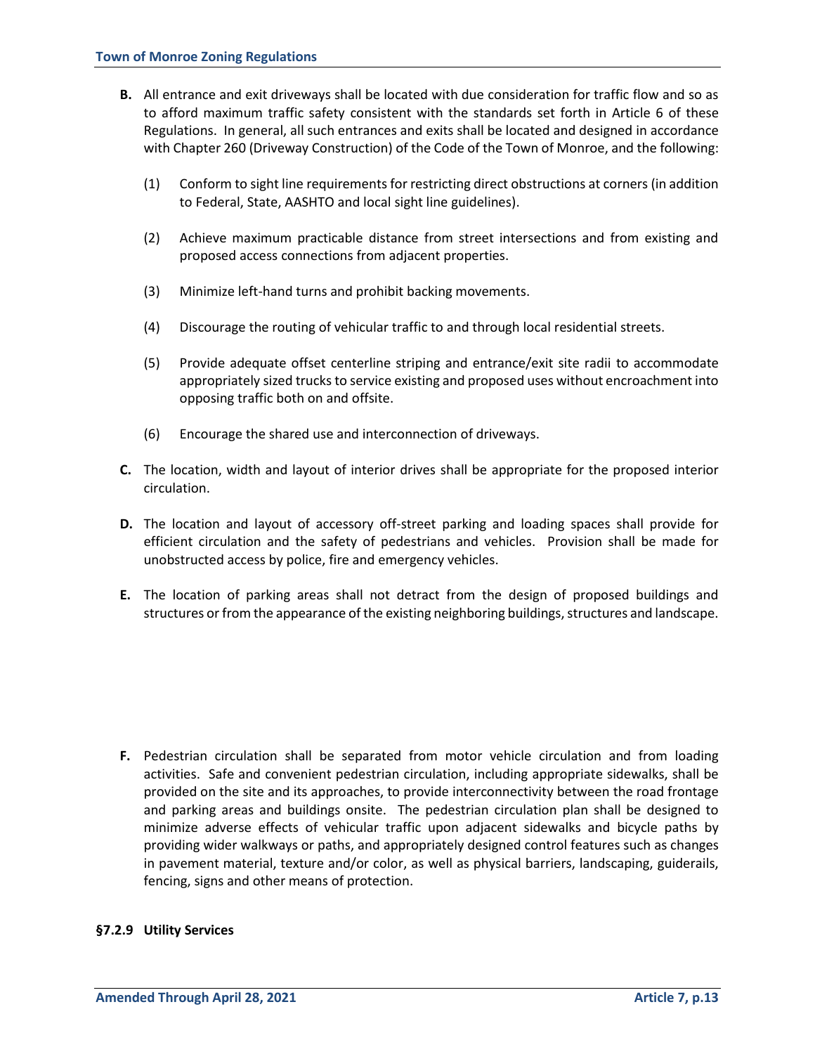**B.** All entrance and exit driveways shall be located with due consideration for traffic flow and so as to afford maximum traffic safety consistent with the standards set forth in Article 6 of these Regulations. In general, all such entrances and exits shall be located and designed in accordance with Chapter 260 (Driveway Construction) of the Code of the Town of Monroe, and the following:

(1) Conform to sight line requirements for restricting direct obstructions at corners (in addition to Federal, State, AASHTO and local sight line guidelines).

(2) Achieve maximum practicable distance from street intersections and from existing and proposed access connections from adjacent properties.

(3) Minimize left-hand turns and prohibit backing movements.

(4) Discourage the routing of vehicular traffic to and through local residential streets.

(5) Provide adequate offset centerline striping and entrance/exit site radii to accommodate appropriately sized trucks to service existing and proposed uses without encroachment into opposing traffic both on and offsite.

(6) Encourage the shared use and interconnection of driveways.

**C.** The location, width and layout of interior drives shall be appropriate for the proposed interior circulation.

**D.** The location and layout of accessory off-street parking and loading spaces shall provide for efficient circulation and the safety of pedestrians and vehicles. Provision shall be made for unobstructed access by police, fire and emergency vehicles.

**E.** The location of parking areas shall not detract from the design of proposed buildings and structures or from the appearance of the existing neighboring buildings, structures and landscape.

**F.** Pedestrian circulation shall be separated from motor vehicle circulation and from loading activities. Safe and convenient pedestrian circulation, including appropriate sidewalks, shall be provided on the site and its approaches, to provide interconnectivity between the road frontage and parking areas and buildings onsite. The pedestrian circulation plan shall be designed to minimize adverse effects of vehicular traffic upon adjacent sidewalks and bicycle paths by providing wider walkways or paths, and appropriately designed control features such as changes in pavement material, texture and/or color, as well as physical barriers, landscaping, guiderails, fencing, signs and other means of protection.

### §7.2.9 Utility Services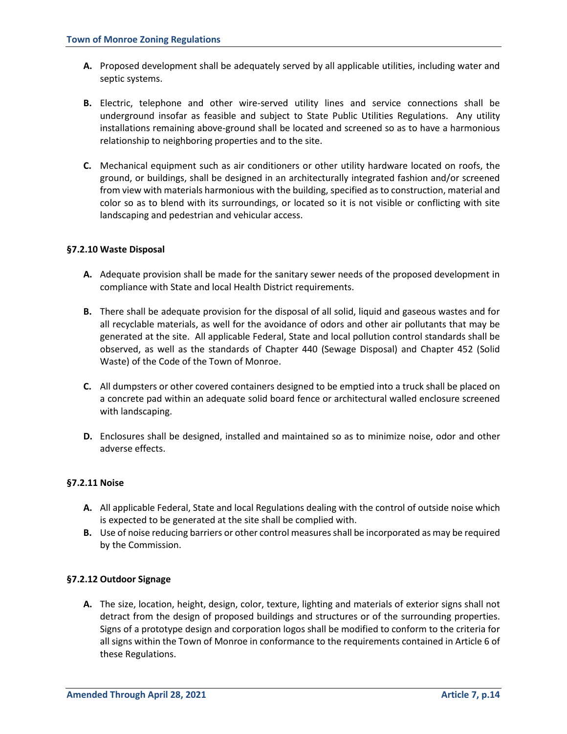**A.** Proposed development shall be adequately served by all applicable utilities, including water and septic systems.

**B.** Electric, telephone and other wire-served utility lines and service connections shall be underground insofar as feasible and subject to State Public Utilities Regulations. Any utility installations remaining above-ground shall be located and screened so as to have a harmonious relationship to neighboring properties and to the site.

**C.** Mechanical equipment such as air conditioners or other utility hardware located on roofs, the ground, or buildings, shall be designed in an architecturally integrated fashion and/or screened from view with materials harmonious with the building, specified as to construction, material and color so as to blend with its surroundings, or located so it is not visible or conflicting with site landscaping and pedestrian and vehicular access.

### §7.2.10 Waste Disposal

**A.** Adequate provision shall be made for the sanitary sewer needs of the proposed development in compliance with State and local Health District requirements.

**B.** There shall be adequate provision for the disposal of all solid, liquid and gaseous wastes and for all recyclable materials, as well for the avoidance of odors and other air pollutants that may be generated at the site. All applicable Federal, State and local pollution control standards shall be observed, as well as the standards of Chapter 440 (Sewage Disposal) and Chapter 452 (Solid Waste) of the Code of the Town of Monroe.

**C.** All dumpsters or other covered containers designed to be emptied into a truck shall be placed on a concrete pad within an adequate solid board fence or architectural walled enclosure screened with landscaping.

**D.** Enclosures shall be designed, installed and maintained so as to minimize noise, odor and other adverse effects.

### §7.2.11 Noise

**A.** All applicable Federal, State and local Regulations dealing with the control of outside noise which is expected to be generated at the site shall be complied with.

**B.** Use of noise reducing barriers or other control measures shall be incorporated as may be required by the Commission.

### §7.2.12 Outdoor Signage

**A.** The size, location, height, design, color, texture, lighting and materials of exterior signs shall not detract from the design of proposed buildings and structures or of the surrounding properties. Signs of a prototype design and corporation logos shall be modified to conform to the criteria for all signs within the Town of Monroe in conformance to the requirements contained in Article 6 of these Regulations.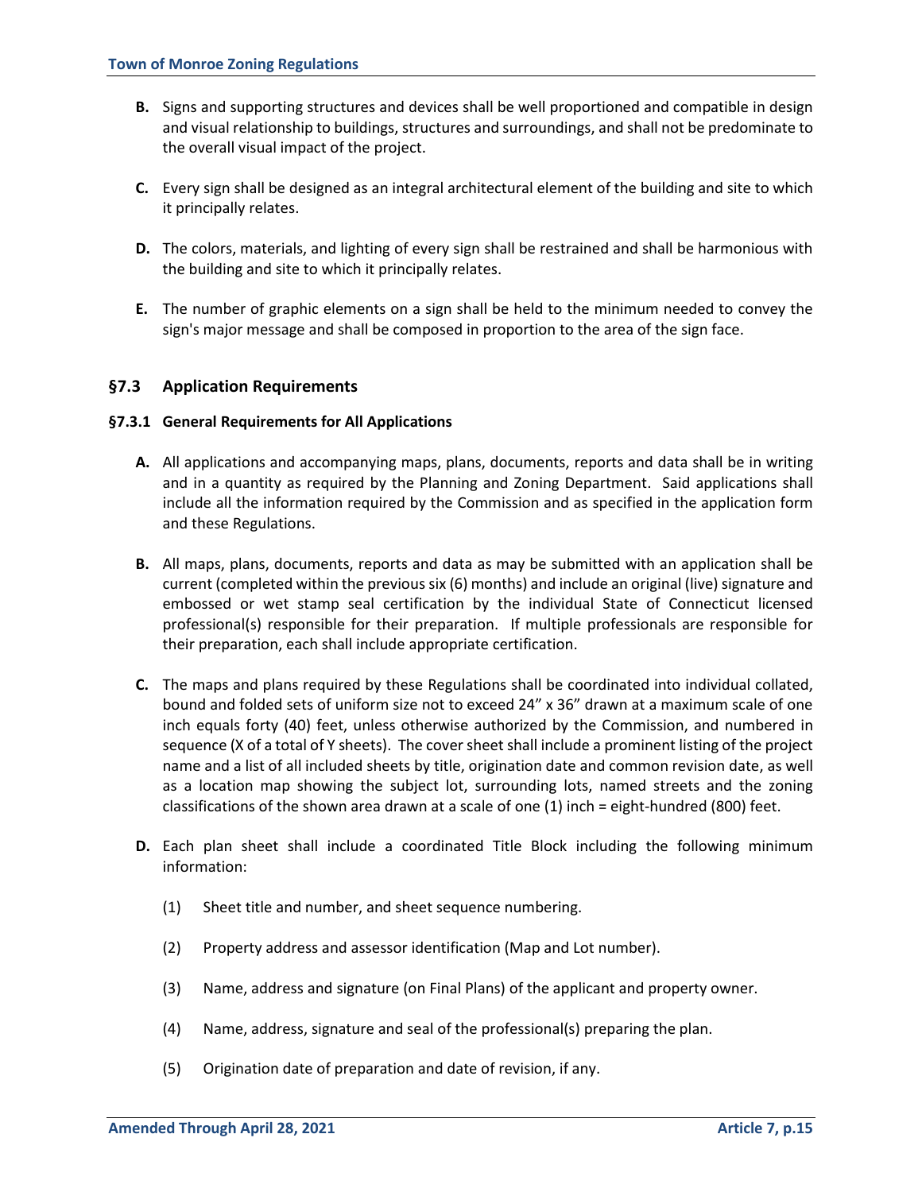**B.** Signs and supporting structures and devices shall be well proportioned and compatible in design and visual relationship to buildings, structures and surroundings, and shall not be predominate to the overall visual impact of the project.

**C.** Every sign shall be designed as an integral architectural element of the building and site to which it principally relates.

**D.** The colors, materials, and lighting of every sign shall be restrained and shall be harmonious with the building and site to which it principally relates.

**E.** The number of graphic elements on a sign shall be held to the minimum needed to convey the sign's major message and shall be composed in proportion to the area of the sign face.

## §7.3 Application Requirements

### §7.3.1 General Requirements for All Applications

**A.** All applications and accompanying maps, plans, documents, reports and data shall be in writing and in a quantity as required by the Planning and Zoning Department. Said applications shall include all the information required by the Commission and as specified in the application form and these Regulations.

**B.** All maps, plans, documents, reports and data as may be submitted with an application shall be current (completed within the previous six (6) months) and include an original (live) signature and embossed or wet stamp seal certification by the individual State of Connecticut licensed professional(s) responsible for their preparation. If multiple professionals are responsible for their preparation, each shall include appropriate certification.

**C.** The maps and plans required by these Regulations shall be coordinated into individual collated, bound and folded sets of uniform size not to exceed 24" x 36" drawn at a maximum scale of one inch equals forty (40) feet, unless otherwise authorized by the Commission, and numbered in sequence (X of a total of Y sheets). The cover sheet shall include a prominent listing of the project name and a list of all included sheets by title, origination date and common revision date, as well as a location map showing the subject lot, surrounding lots, named streets and the zoning classifications of the shown area drawn at a scale of one (1) inch = eight-hundred (800) feet.

**D.** Each plan sheet shall include a coordinated Title Block including the following minimum information:

(1) Sheet title and number, and sheet sequence numbering.

(2) Property address and assessor identification (Map and Lot number).

(3) Name, address and signature (on Final Plans) of the applicant and property owner.

(4) Name, address, signature and seal of the professional(s) preparing the plan.

(5) Origination date of preparation and date of revision, if any.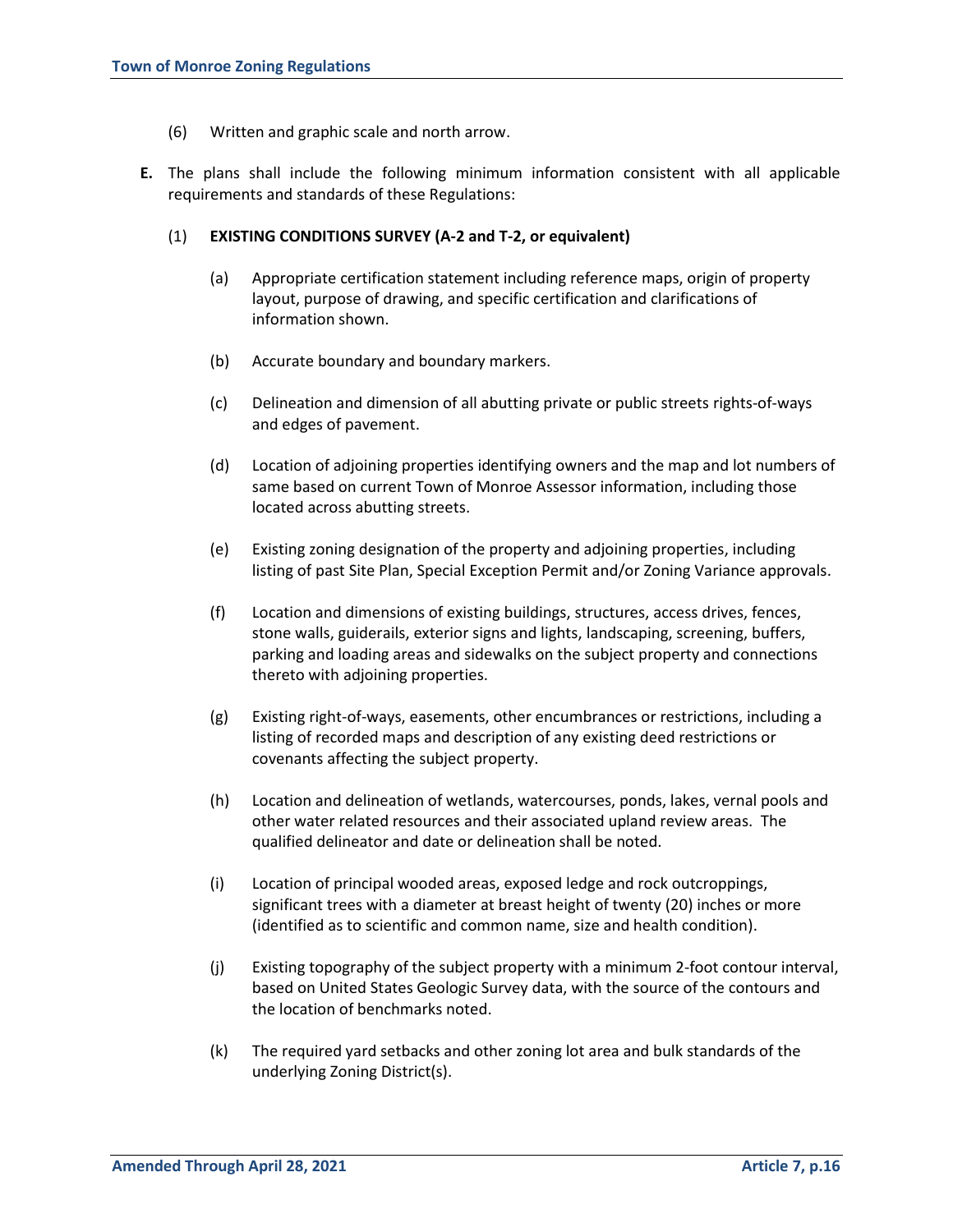(6) Written and graphic scale and north arrow.

**E.** The plans shall include the following minimum information consistent with all applicable requirements and standards of these Regulations:

(1) **EXISTING CONDITIONS SURVEY (A-2 and T-2, or equivalent)**

(a) Appropriate certification statement including reference maps, origin of property layout, purpose of drawing, and specific certification and clarifications of information shown.

(b) Accurate boundary and boundary markers.

(c) Delineation and dimension of all abutting private or public streets rights-of-ways and edges of pavement.

(d) Location of adjoining properties identifying owners and the map and lot numbers of same based on current Town of Monroe Assessor information, including those located across abutting streets.

(e) Existing zoning designation of the property and adjoining properties, including listing of past Site Plan, Special Exception Permit and/or Zoning Variance approvals.

(f) Location and dimensions of existing buildings, structures, access drives, fences, stone walls, guiderails, exterior signs and lights, landscaping, screening, buffers, parking and loading areas and sidewalks on the subject property and connections thereto with adjoining properties.

(g) Existing right-of-ways, easements, other encumbrances or restrictions, including a listing of recorded maps and description of any existing deed restrictions or covenants affecting the subject property.

(h) Location and delineation of wetlands, watercourses, ponds, lakes, vernal pools and other water related resources and their associated upland review areas. The qualified delineator and date or delineation shall be noted.

(i) Location of principal wooded areas, exposed ledge and rock outcroppings, significant trees with a diameter at breast height of twenty (20) inches or more (identified as to scientific and common name, size and health condition).

(j) Existing topography of the subject property with a minimum 2-foot contour interval, based on United States Geologic Survey data, with the source of the contours and the location of benchmarks noted.

(k) The required yard setbacks and other zoning lot area and bulk standards of the underlying Zoning District(s).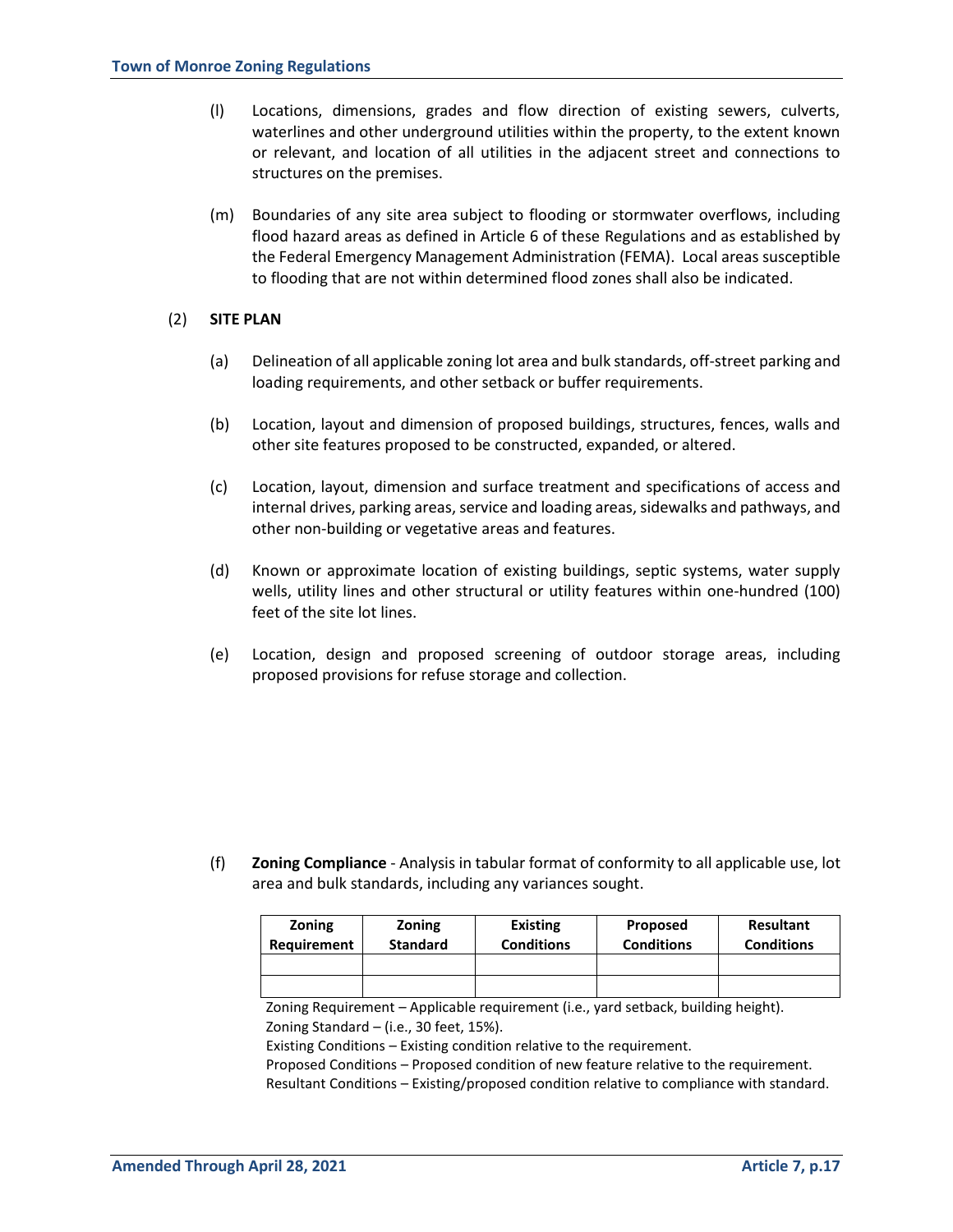(l) Locations, dimensions, grades and flow direction of existing sewers, culverts, waterlines and other underground utilities within the property, to the extent known or relevant, and location of all utilities in the adjacent street and connections to structures on the premises.

(m) Boundaries of any site area subject to flooding or stormwater overflows, including flood hazard areas as defined in Article 6 of these Regulations and as established by the Federal Emergency Management Administration (FEMA). Local areas susceptible to flooding that are not within determined flood zones shall also be indicated.

(2) **SITE PLAN**

(a) Delineation of all applicable zoning lot area and bulk standards, off-street parking and loading requirements, and other setback or buffer requirements.

(b) Location, layout and dimension of proposed buildings, structures, fences, walls and other site features proposed to be constructed, expanded, or altered.

(c) Location, layout, dimension and surface treatment and specifications of access and internal drives, parking areas, service and loading areas, sidewalks and pathways, and other non-building or vegetative areas and features.

(d) Known or approximate location of existing buildings, septic systems, water supply wells, utility lines and other structural or utility features within one-hundred (100) feet of the site lot lines.

(e) Location, design and proposed screening of outdoor storage areas, including proposed provisions for refuse storage and collection.

(f) **Zoning Compliance** - Analysis in tabular format of conformity to all applicable use, lot area and bulk standards, including any variances sought.

| Zoning Requirement | Zoning Standard | Existing Conditions | Proposed Conditions | Resultant Conditions |
|---|---|---|---|---|
| | | | | |
| | | | | |

Zoning Requirement – Applicable requirement (i.e., yard setback, building height).
Zoning Standard – (i.e., 30 feet, 15%).
Existing Conditions – Existing condition relative to the requirement.
Proposed Conditions – Proposed condition of new feature relative to the requirement.
Resultant Conditions – Existing/proposed condition relative to compliance with standard.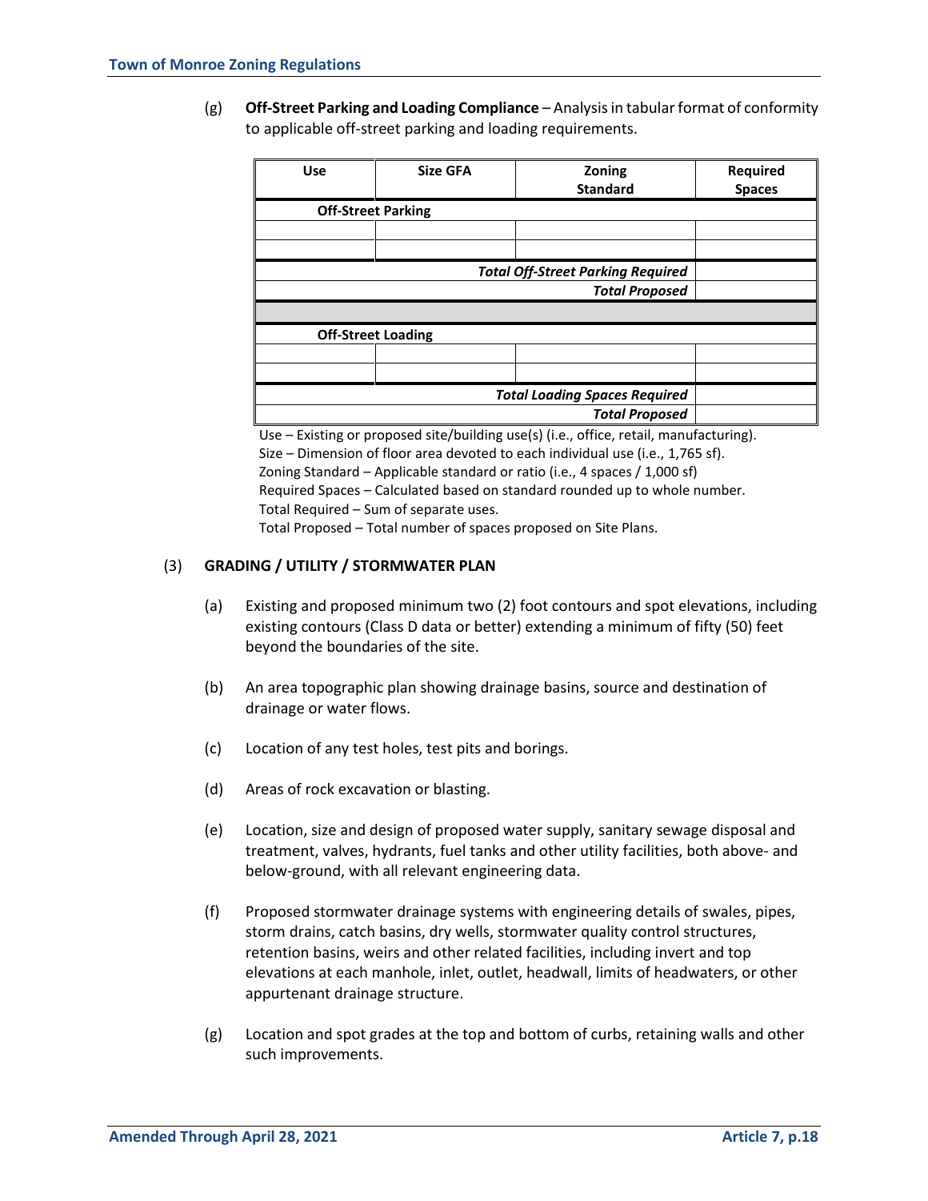(g) **Off-Street Parking and Loading Compliance** – Analysis in tabular format of conformity to applicable off-street parking and loading requirements.

| Use | Size GFA | Zoning Standard | Required Spaces |
|---|---|---|---|
| **Off-Street Parking** | | | |
| | | | |
| | | | |
| | | ***Total Off-Street Parking Required*** | |
| | | ***Total Proposed*** | |
| | | | |
| **Off-Street Loading** | | | |
| | | | |
| | | | |
| | | ***Total Loading Spaces Required*** | |
| | | ***Total Proposed*** | |

Use – Existing or proposed site/building use(s) (i.e., office, retail, manufacturing).
Size – Dimension of floor area devoted to each individual use (i.e., 1,765 sf).
Zoning Standard – Applicable standard or ratio (i.e., 4 spaces / 1,000 sf)
Required Spaces – Calculated based on standard rounded up to whole number.
Total Required – Sum of separate uses.
Total Proposed – Total number of spaces proposed on Site Plans.

(3) **GRADING / UTILITY / STORMWATER PLAN**

(a) Existing and proposed minimum two (2) foot contours and spot elevations, including existing contours (Class D data or better) extending a minimum of fifty (50) feet beyond the boundaries of the site.

(b) An area topographic plan showing drainage basins, source and destination of drainage or water flows.

(c) Location of any test holes, test pits and borings.

(d) Areas of rock excavation or blasting.

(e) Location, size and design of proposed water supply, sanitary sewage disposal and treatment, valves, hydrants, fuel tanks and other utility facilities, both above- and below-ground, with all relevant engineering data.

(f) Proposed stormwater drainage systems with engineering details of swales, pipes, storm drains, catch basins, dry wells, stormwater quality control structures, retention basins, weirs and other related facilities, including invert and top elevations at each manhole, inlet, outlet, headwall, limits of headwaters, or other appurtenant drainage structure.

(g) Location and spot grades at the top and bottom of curbs, retaining walls and other such improvements.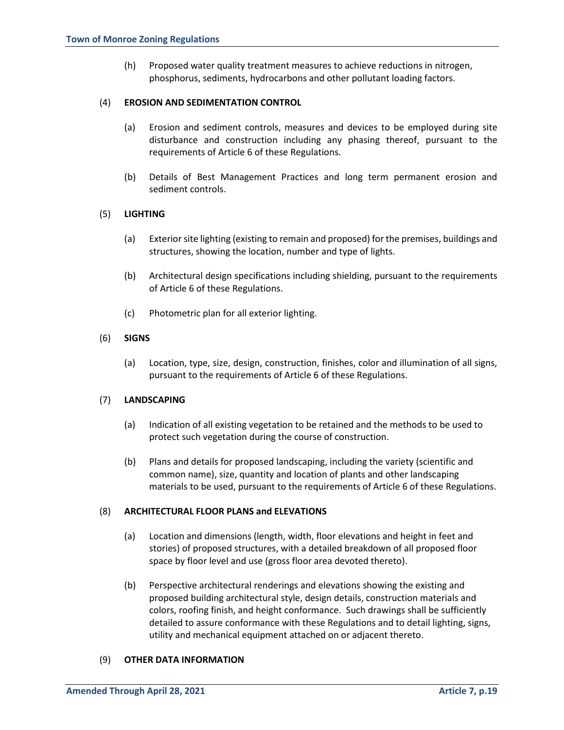(h) Proposed water quality treatment measures to achieve reductions in nitrogen, phosphorus, sediments, hydrocarbons and other pollutant loading factors.

(4) **EROSION AND SEDIMENTATION CONTROL**

(a) Erosion and sediment controls, measures and devices to be employed during site disturbance and construction including any phasing thereof, pursuant to the requirements of Article 6 of these Regulations.

(b) Details of Best Management Practices and long term permanent erosion and sediment controls.

(5) **LIGHTING**

(a) Exterior site lighting (existing to remain and proposed) for the premises, buildings and structures, showing the location, number and type of lights.

(b) Architectural design specifications including shielding, pursuant to the requirements of Article 6 of these Regulations.

(c) Photometric plan for all exterior lighting.

(6) **SIGNS**

(a) Location, type, size, design, construction, finishes, color and illumination of all signs, pursuant to the requirements of Article 6 of these Regulations.

(7) **LANDSCAPING**

(a) Indication of all existing vegetation to be retained and the methods to be used to protect such vegetation during the course of construction.

(b) Plans and details for proposed landscaping, including the variety (scientific and common name), size, quantity and location of plants and other landscaping materials to be used, pursuant to the requirements of Article 6 of these Regulations.

(8) **ARCHITECTURAL FLOOR PLANS and ELEVATIONS**

(a) Location and dimensions (length, width, floor elevations and height in feet and stories) of proposed structures, with a detailed breakdown of all proposed floor space by floor level and use (gross floor area devoted thereto).

(b) Perspective architectural renderings and elevations showing the existing and proposed building architectural style, design details, construction materials and colors, roofing finish, and height conformance. Such drawings shall be sufficiently detailed to assure conformance with these Regulations and to detail lighting, signs, utility and mechanical equipment attached on or adjacent thereto.

(9) **OTHER DATA INFORMATION**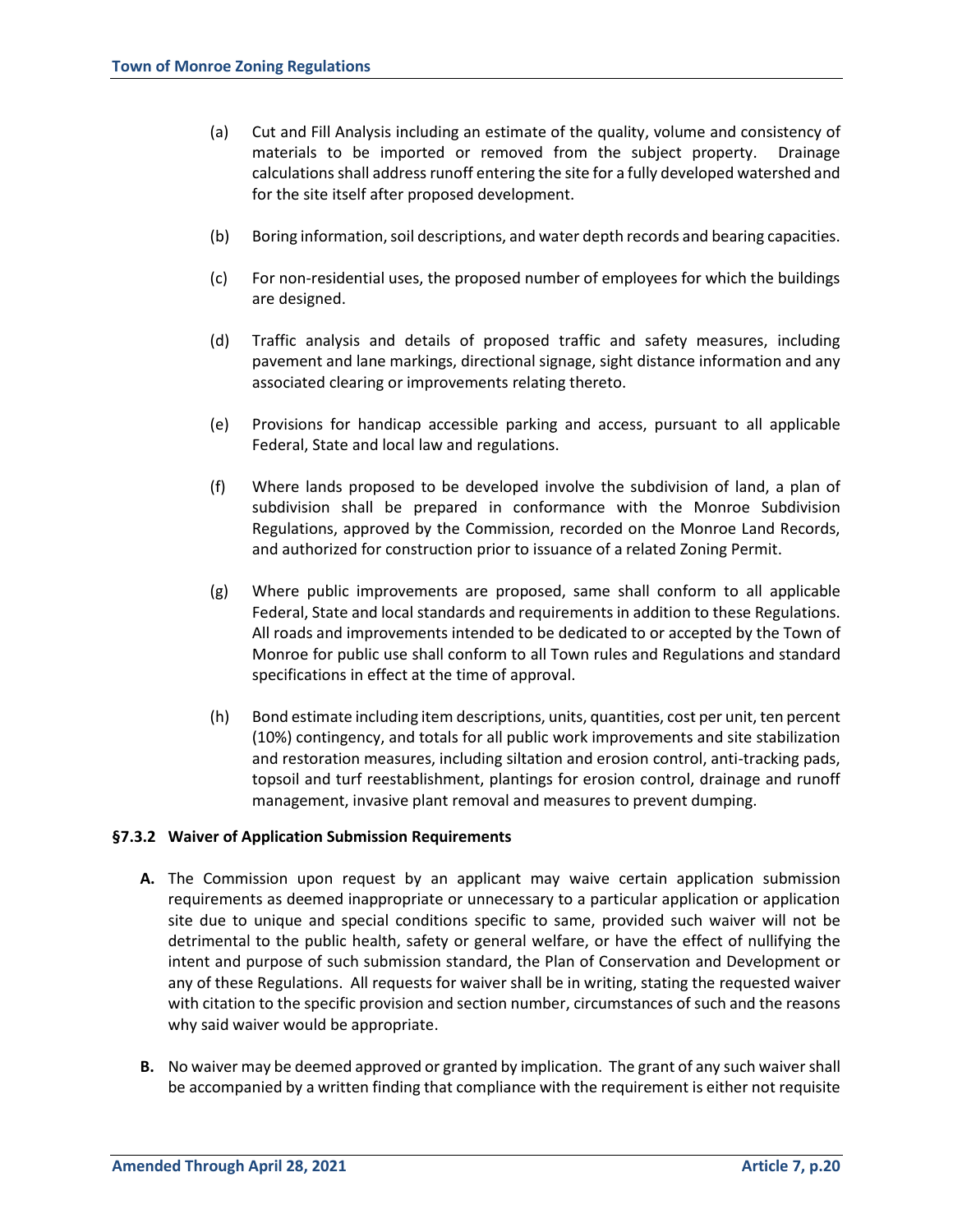(a) Cut and Fill Analysis including an estimate of the quality, volume and consistency of materials to be imported or removed from the subject property. Drainage calculations shall address runoff entering the site for a fully developed watershed and for the site itself after proposed development.

(b) Boring information, soil descriptions, and water depth records and bearing capacities.

(c) For non-residential uses, the proposed number of employees for which the buildings are designed.

(d) Traffic analysis and details of proposed traffic and safety measures, including pavement and lane markings, directional signage, sight distance information and any associated clearing or improvements relating thereto.

(e) Provisions for handicap accessible parking and access, pursuant to all applicable Federal, State and local law and regulations.

(f) Where lands proposed to be developed involve the subdivision of land, a plan of subdivision shall be prepared in conformance with the Monroe Subdivision Regulations, approved by the Commission, recorded on the Monroe Land Records, and authorized for construction prior to issuance of a related Zoning Permit.

(g) Where public improvements are proposed, same shall conform to all applicable Federal, State and local standards and requirements in addition to these Regulations. All roads and improvements intended to be dedicated to or accepted by the Town of Monroe for public use shall conform to all Town rules and Regulations and standard specifications in effect at the time of approval.

(h) Bond estimate including item descriptions, units, quantities, cost per unit, ten percent (10%) contingency, and totals for all public work improvements and site stabilization and restoration measures, including siltation and erosion control, anti-tracking pads, topsoil and turf reestablishment, plantings for erosion control, drainage and runoff management, invasive plant removal and measures to prevent dumping.

### §7.3.2 Waiver of Application Submission Requirements

**A.** The Commission upon request by an applicant may waive certain application submission requirements as deemed inappropriate or unnecessary to a particular application or application site due to unique and special conditions specific to same, provided such waiver will not be detrimental to the public health, safety or general welfare, or have the effect of nullifying the intent and purpose of such submission standard, the Plan of Conservation and Development or any of these Regulations. All requests for waiver shall be in writing, stating the requested waiver with citation to the specific provision and section number, circumstances of such and the reasons why said waiver would be appropriate.

**B.** No waiver may be deemed approved or granted by implication. The grant of any such waiver shall be accompanied by a written finding that compliance with the requirement is either not requisite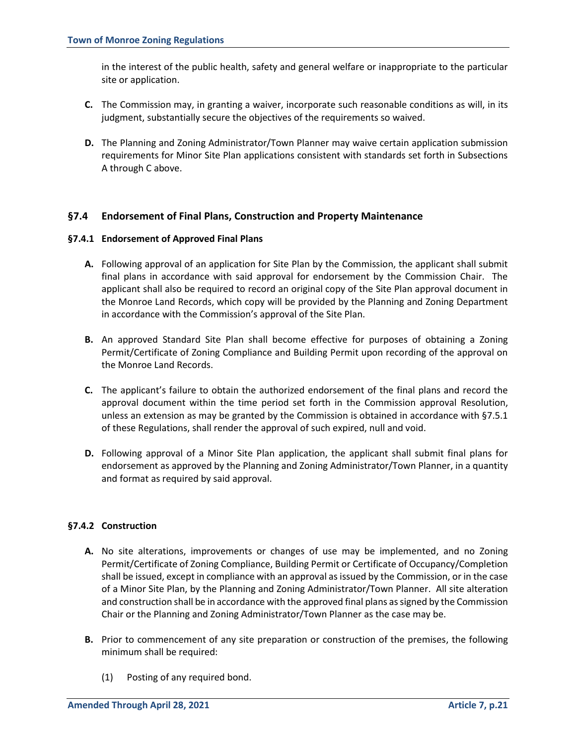in the interest of the public health, safety and general welfare or inappropriate to the particular site or application.

**C.** The Commission may, in granting a waiver, incorporate such reasonable conditions as will, in its judgment, substantially secure the objectives of the requirements so waived.

**D.** The Planning and Zoning Administrator/Town Planner may waive certain application submission requirements for Minor Site Plan applications consistent with standards set forth in Subsections A through C above.

## §7.4 Endorsement of Final Plans, Construction and Property Maintenance

### §7.4.1 Endorsement of Approved Final Plans

**A.** Following approval of an application for Site Plan by the Commission, the applicant shall submit final plans in accordance with said approval for endorsement by the Commission Chair. The applicant shall also be required to record an original copy of the Site Plan approval document in the Monroe Land Records, which copy will be provided by the Planning and Zoning Department in accordance with the Commission's approval of the Site Plan.

**B.** An approved Standard Site Plan shall become effective for purposes of obtaining a Zoning Permit/Certificate of Zoning Compliance and Building Permit upon recording of the approval on the Monroe Land Records.

**C.** The applicant's failure to obtain the authorized endorsement of the final plans and record the approval document within the time period set forth in the Commission approval Resolution, unless an extension as may be granted by the Commission is obtained in accordance with §7.5.1 of these Regulations, shall render the approval of such expired, null and void.

**D.** Following approval of a Minor Site Plan application, the applicant shall submit final plans for endorsement as approved by the Planning and Zoning Administrator/Town Planner, in a quantity and format as required by said approval.

### §7.4.2 Construction

**A.** No site alterations, improvements or changes of use may be implemented, and no Zoning Permit/Certificate of Zoning Compliance, Building Permit or Certificate of Occupancy/Completion shall be issued, except in compliance with an approval as issued by the Commission, or in the case of a Minor Site Plan, by the Planning and Zoning Administrator/Town Planner. All site alteration and construction shall be in accordance with the approved final plans as signed by the Commission Chair or the Planning and Zoning Administrator/Town Planner as the case may be.

**B.** Prior to commencement of any site preparation or construction of the premises, the following minimum shall be required:

(1) Posting of any required bond.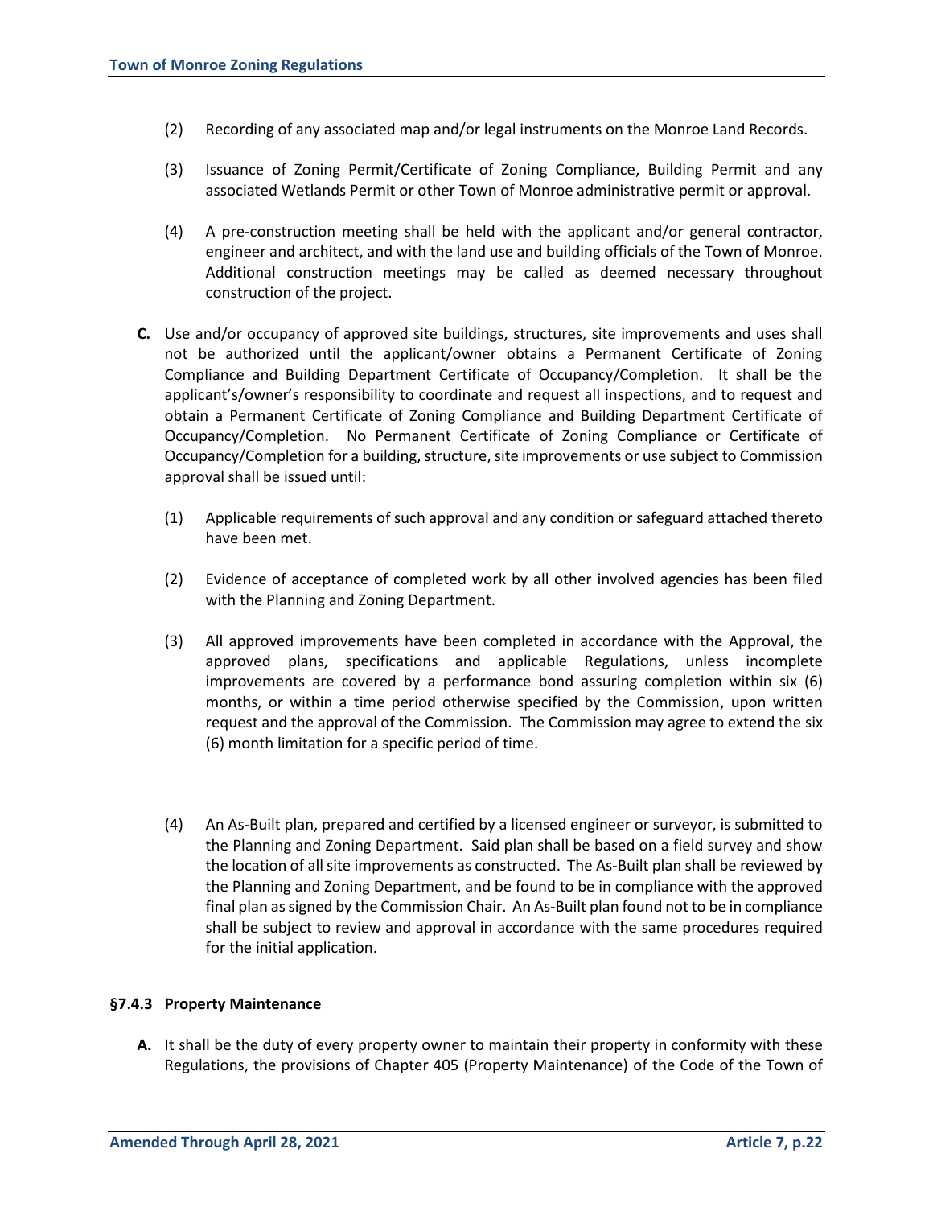(2) Recording of any associated map and/or legal instruments on the Monroe Land Records.

(3) Issuance of Zoning Permit/Certificate of Zoning Compliance, Building Permit and any associated Wetlands Permit or other Town of Monroe administrative permit or approval.

(4) A pre-construction meeting shall be held with the applicant and/or general contractor, engineer and architect, and with the land use and building officials of the Town of Monroe. Additional construction meetings may be called as deemed necessary throughout construction of the project.

**C.** Use and/or occupancy of approved site buildings, structures, site improvements and uses shall not be authorized until the applicant/owner obtains a Permanent Certificate of Zoning Compliance and Building Department Certificate of Occupancy/Completion. It shall be the applicant's/owner's responsibility to coordinate and request all inspections, and to request and obtain a Permanent Certificate of Zoning Compliance and Building Department Certificate of Occupancy/Completion. No Permanent Certificate of Zoning Compliance or Certificate of Occupancy/Completion for a building, structure, site improvements or use subject to Commission approval shall be issued until:

(1) Applicable requirements of such approval and any condition or safeguard attached thereto have been met.

(2) Evidence of acceptance of completed work by all other involved agencies has been filed with the Planning and Zoning Department.

(3) All approved improvements have been completed in accordance with the Approval, the approved plans, specifications and applicable Regulations, unless incomplete improvements are covered by a performance bond assuring completion within six (6) months, or within a time period otherwise specified by the Commission, upon written request and the approval of the Commission. The Commission may agree to extend the six (6) month limitation for a specific period of time.

(4) An As-Built plan, prepared and certified by a licensed engineer or surveyor, is submitted to the Planning and Zoning Department. Said plan shall be based on a field survey and show the location of all site improvements as constructed. The As-Built plan shall be reviewed by the Planning and Zoning Department, and be found to be in compliance with the approved final plan as signed by the Commission Chair. An As-Built plan found not to be in compliance shall be subject to review and approval in accordance with the same procedures required for the initial application.

### §7.4.3 Property Maintenance

**A.** It shall be the duty of every property owner to maintain their property in conformity with these Regulations, the provisions of Chapter 405 (Property Maintenance) of the Code of the Town of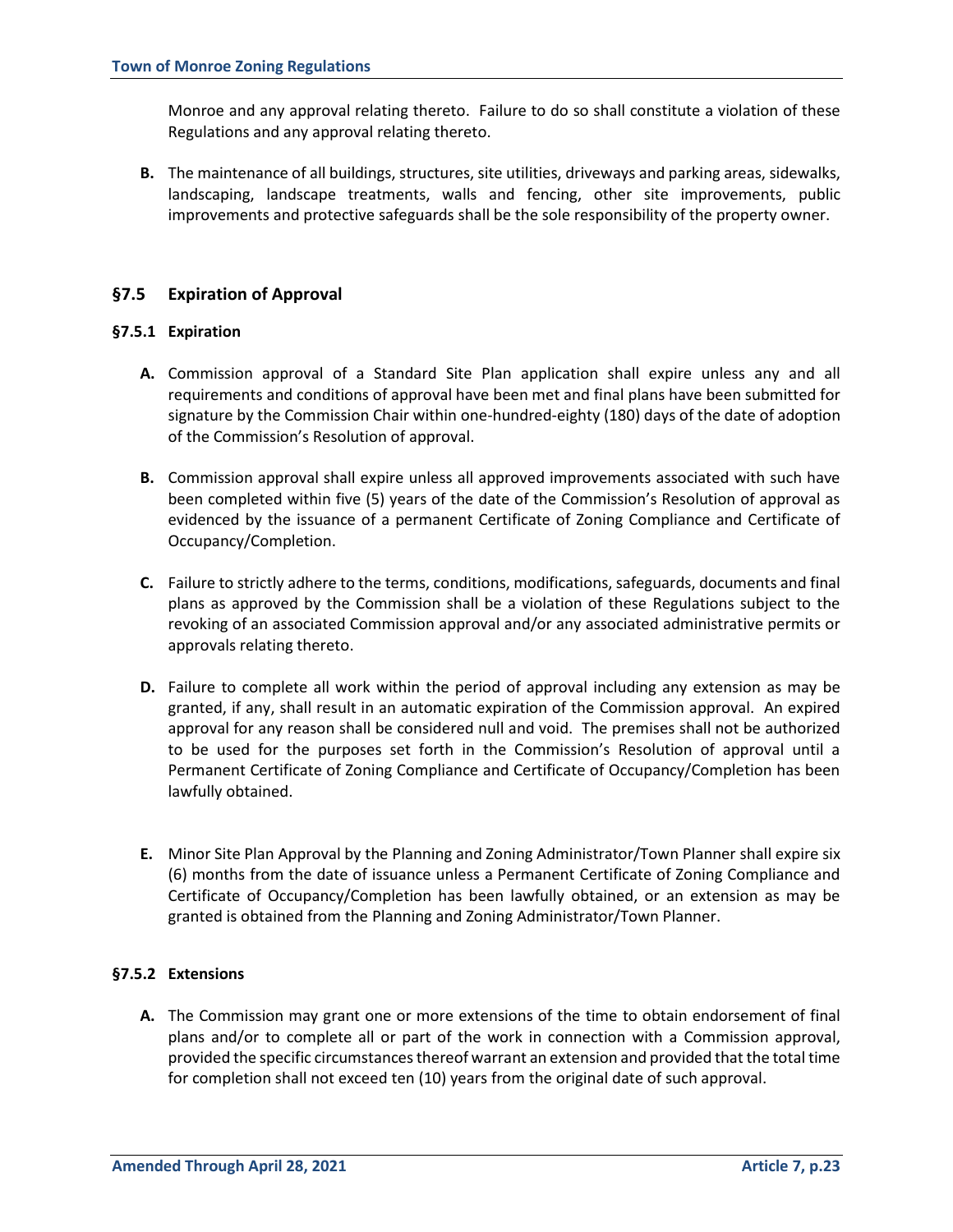Monroe and any approval relating thereto. Failure to do so shall constitute a violation of these Regulations and any approval relating thereto.

**B.** The maintenance of all buildings, structures, site utilities, driveways and parking areas, sidewalks, landscaping, landscape treatments, walls and fencing, other site improvements, public improvements and protective safeguards shall be the sole responsibility of the property owner.

## §7.5 Expiration of Approval

### §7.5.1 Expiration

**A.** Commission approval of a Standard Site Plan application shall expire unless any and all requirements and conditions of approval have been met and final plans have been submitted for signature by the Commission Chair within one-hundred-eighty (180) days of the date of adoption of the Commission's Resolution of approval.

**B.** Commission approval shall expire unless all approved improvements associated with such have been completed within five (5) years of the date of the Commission's Resolution of approval as evidenced by the issuance of a permanent Certificate of Zoning Compliance and Certificate of Occupancy/Completion.

**C.** Failure to strictly adhere to the terms, conditions, modifications, safeguards, documents and final plans as approved by the Commission shall be a violation of these Regulations subject to the revoking of an associated Commission approval and/or any associated administrative permits or approvals relating thereto.

**D.** Failure to complete all work within the period of approval including any extension as may be granted, if any, shall result in an automatic expiration of the Commission approval. An expired approval for any reason shall be considered null and void. The premises shall not be authorized to be used for the purposes set forth in the Commission's Resolution of approval until a Permanent Certificate of Zoning Compliance and Certificate of Occupancy/Completion has been lawfully obtained.

**E.** Minor Site Plan Approval by the Planning and Zoning Administrator/Town Planner shall expire six (6) months from the date of issuance unless a Permanent Certificate of Zoning Compliance and Certificate of Occupancy/Completion has been lawfully obtained, or an extension as may be granted is obtained from the Planning and Zoning Administrator/Town Planner.

### §7.5.2 Extensions

**A.** The Commission may grant one or more extensions of the time to obtain endorsement of final plans and/or to complete all or part of the work in connection with a Commission approval, provided the specific circumstances thereof warrant an extension and provided that the total time for completion shall not exceed ten (10) years from the original date of such approval.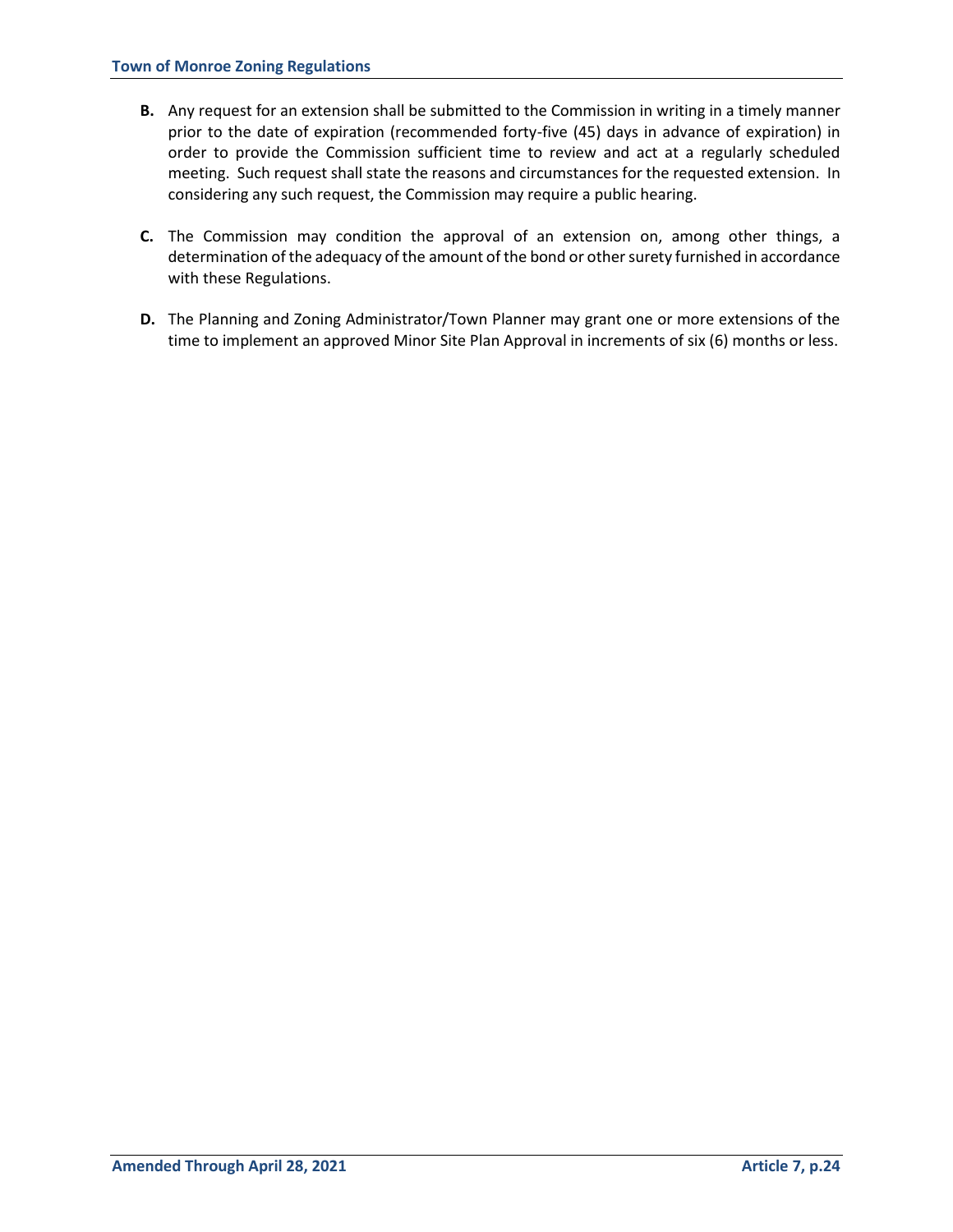**B.** Any request for an extension shall be submitted to the Commission in writing in a timely manner prior to the date of expiration (recommended forty-five (45) days in advance of expiration) in order to provide the Commission sufficient time to review and act at a regularly scheduled meeting. Such request shall state the reasons and circumstances for the requested extension. In considering any such request, the Commission may require a public hearing.

**C.** The Commission may condition the approval of an extension on, among other things, a determination of the adequacy of the amount of the bond or other surety furnished in accordance with these Regulations.

**D.** The Planning and Zoning Administrator/Town Planner may grant one or more extensions of the time to implement an approved Minor Site Plan Approval in increments of six (6) months or less.